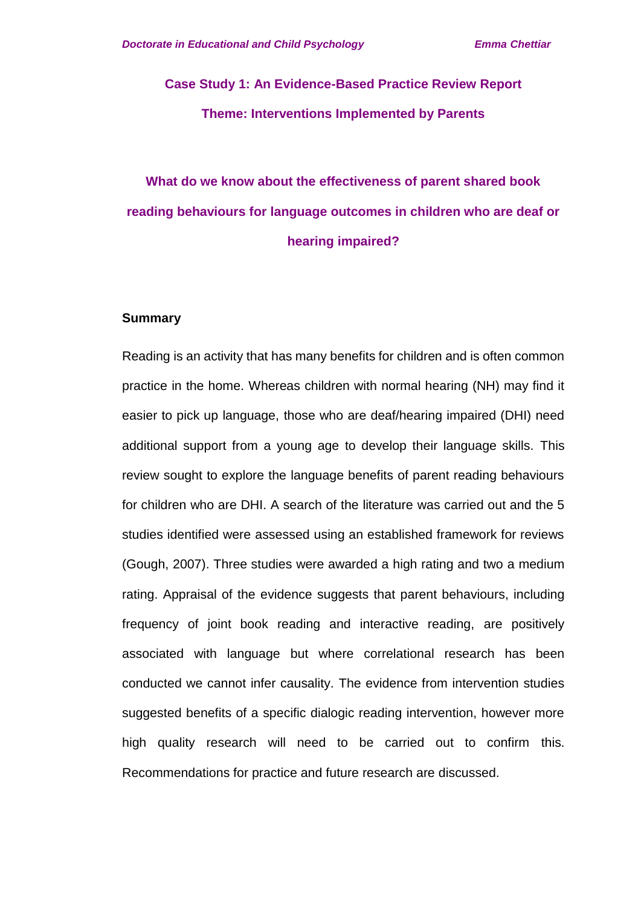## Case Study 1: An Evidence-Based Practice Review Report

## Theme: Interventions Implemented by Parents

# What do we know about the effectiveness of parent shared book reading behaviours for language outcomes in children who are deaf or hearing impaired?

### Summary

Reading is an activity that has many benefits for children and is often common practice in the home. Whereas children with normal hearing (NH) may find it easier to pick up language, those who are deaf/hearing impaired (DHI) need additional support from a young age to develop their language skills. This review sought to explore the language benefits of parent reading behaviours for children who are DHI. A search of the literature was carried out and the 5 studies identified were assessed using an established framework for reviews (Gough, 2007). Three studies were awarded a high rating and two a medium rating. Appraisal of the evidence suggests that parent behaviours, including frequency of joint book reading and interactive reading, are positively associated with language but where correlational research has been conducted we cannot infer causality. The evidence from intervention studies suggested benefits of a specific dialogic reading intervention, however more high quality research will need to be carried out to confirm this. Recommendations for practice and future research are discussed.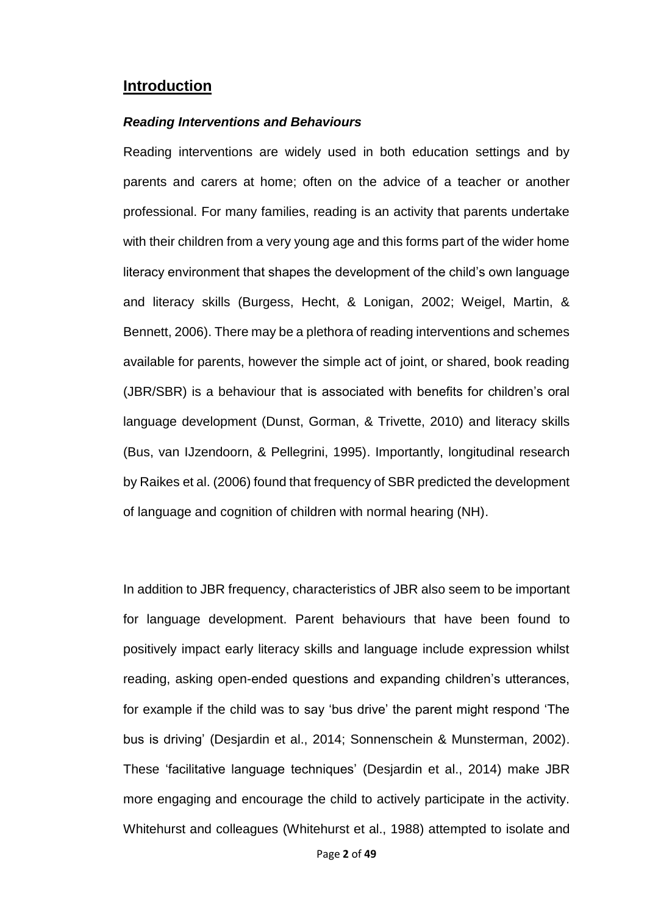## Introduction

### *Reading Interventions and Behaviours*

Reading interventions are widely used in both education settings and by parents and carers at home; often on the advice of a teacher or another professional. For many families, reading is an activity that parents undertake with their children from a very young age and this forms part of the wider home literacy environment that shapes the development of the child's own language and literacy skills (Burgess, Hecht, & Lonigan, 2002; Weigel, Martin, & Bennett, 2006). There may be a plethora of reading interventions and schemes available for parents, however the simple act of joint, or shared, book reading (JBR/SBR) is a behaviour that is associated with benefits for children's oral language development (Dunst, Gorman, & Trivette, 2010) and literacy skills (Bus, van IJzendoorn, & Pellegrini, 1995). Importantly, longitudinal research by Raikes et al. (2006) found that frequency of SBR predicted the development of language and cognition of children with normal hearing (NH).

In addition to JBR frequency, characteristics of JBR also seem to be important for language development. Parent behaviours that have been found to positively impact early literacy skills and language include expression whilst reading, asking open-ended questions and expanding children's utterances, for example if the child was to say 'bus drive' the parent might respond 'The bus is driving' (Desjardin et al., 2014; Sonnenschein & Munsterman, 2002). These 'facilitative language techniques' (Desjardin et al., 2014) make JBR more engaging and encourage the child to actively participate in the activity. Whitehurst and colleagues (Whitehurst et al., 1988) attempted to isolate and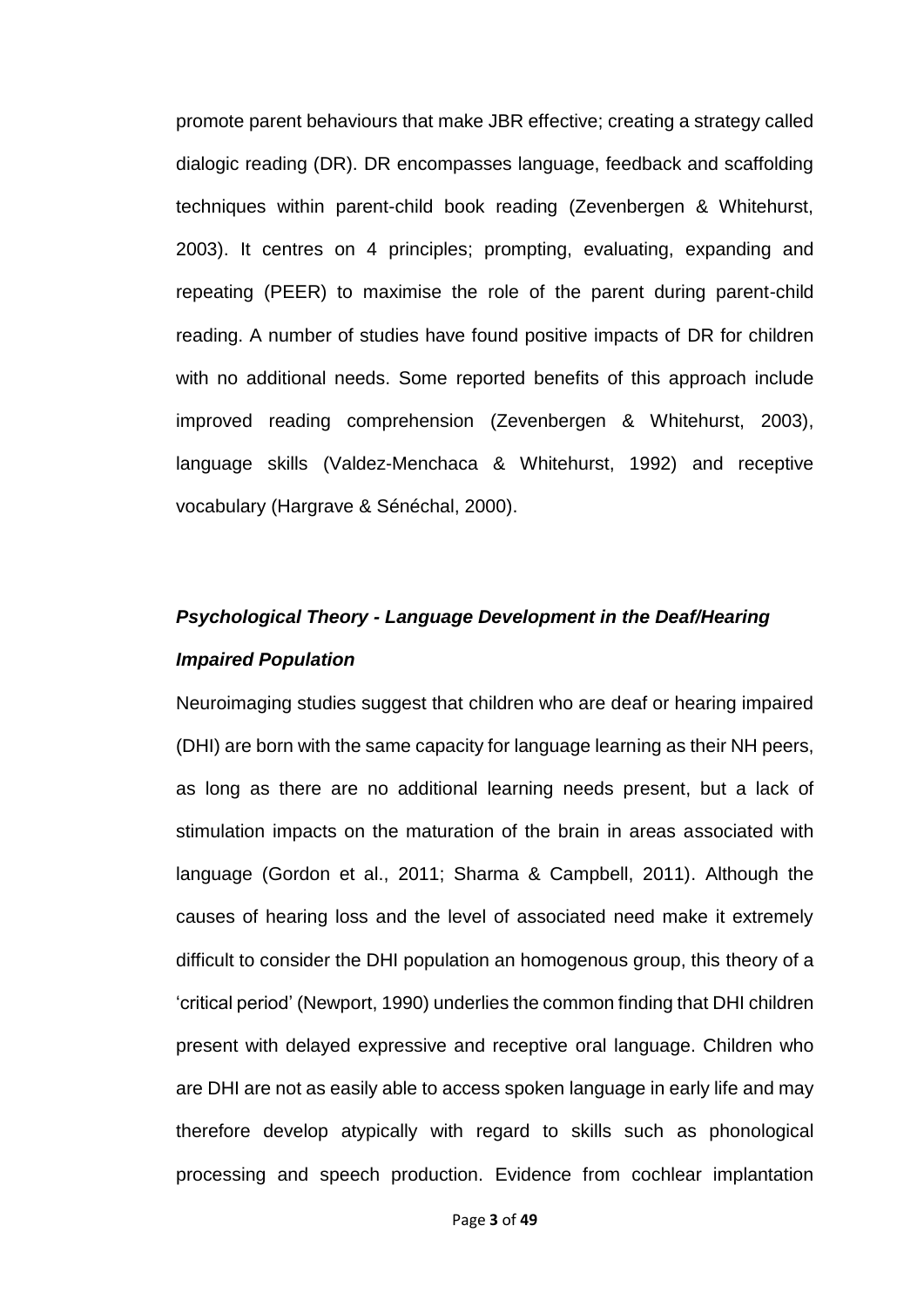promote parent behaviours that make JBR effective; creating a strategy called dialogic reading (DR). DR encompasses language, feedback and scaffolding techniques within parent-child book reading (Zevenbergen & Whitehurst, 2003). It centres on 4 principles; prompting, evaluating, expanding and repeating (PEER) to maximise the role of the parent during parent-child reading. A number of studies have found positive impacts of DR for children with no additional needs. Some reported benefits of this approach include improved reading comprehension (Zevenbergen & Whitehurst, 2003), language skills (Valdez-Menchaca & Whitehurst, 1992) and receptive vocabulary (Hargrave & Sénéchal, 2000).

### *Psychological Theory - Language Development in the Deaf/Hearing Impaired Population*

Neuroimaging studies suggest that children who are deaf or hearing impaired (DHI) are born with the same capacity for language learning as their NH peers, as long as there are no additional learning needs present, but a lack of stimulation impacts on the maturation of the brain in areas associated with language (Gordon et al., 2011; Sharma & Campbell, 2011). Although the causes of hearing loss and the level of associated need make it extremely difficult to consider the DHI population an homogenous group, this theory of a 'critical period' (Newport, 1990) underlies the common finding that DHI children present with delayed expressive and receptive oral language. Children who are DHI are not as easily able to access spoken language in early life and may therefore develop atypically with regard to skills such as phonological processing and speech production. Evidence from cochlear implantation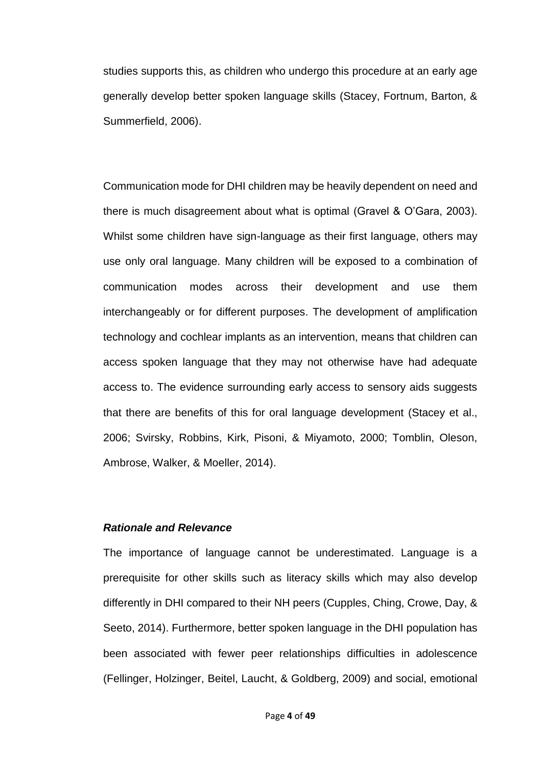studies supports this, as children who undergo this procedure at an early age generally develop better spoken language skills (Stacey, Fortnum, Barton, & Summerfield, 2006).

Communication mode for DHI children may be heavily dependent on need and there is much disagreement about what is optimal (Gravel & O'Gara, 2003). Whilst some children have sign-language as their first language, others may use only oral language. Many children will be exposed to a combination of communication modes across their development and use them interchangeably or for different purposes. The development of amplification technology and cochlear implants as an intervention, means that children can access spoken language that they may not otherwise have had adequate access to. The evidence surrounding early access to sensory aids suggests that there are benefits of this for oral language development (Stacey et al., 2006; Svirsky, Robbins, Kirk, Pisoni, & Miyamoto, 2000; Tomblin, Oleson, Ambrose, Walker, & Moeller, 2014).

### ***Rationale and Relevance***

The importance of language cannot be underestimated. Language is a prerequisite for other skills such as literacy skills which may also develop differently in DHI compared to their NH peers (Cupples, Ching, Crowe, Day, & Seeto, 2014). Furthermore, better spoken language in the DHI population has been associated with fewer peer relationships difficulties in adolescence (Fellinger, Holzinger, Beitel, Laucht, & Goldberg, 2009) and social, emotional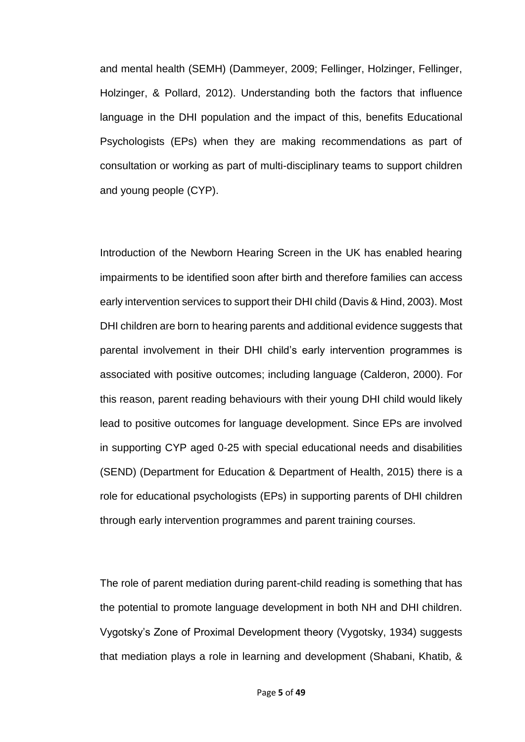and mental health (SEMH) (Dammeyer, 2009; Fellinger, Holzinger, Fellinger, Holzinger, & Pollard, 2012). Understanding both the factors that influence language in the DHI population and the impact of this, benefits Educational Psychologists (EPs) when they are making recommendations as part of consultation or working as part of multi-disciplinary teams to support children and young people (CYP).

Introduction of the Newborn Hearing Screen in the UK has enabled hearing impairments to be identified soon after birth and therefore families can access early intervention services to support their DHI child (Davis & Hind, 2003). Most DHI children are born to hearing parents and additional evidence suggests that parental involvement in their DHI child's early intervention programmes is associated with positive outcomes; including language (Calderon, 2000). For this reason, parent reading behaviours with their young DHI child would likely lead to positive outcomes for language development. Since EPs are involved in supporting CYP aged 0-25 with special educational needs and disabilities (SEND) (Department for Education & Department of Health, 2015) there is a role for educational psychologists (EPs) in supporting parents of DHI children through early intervention programmes and parent training courses.

The role of parent mediation during parent-child reading is something that has the potential to promote language development in both NH and DHI children. Vygotsky's Zone of Proximal Development theory (Vygotsky, 1934) suggests that mediation plays a role in learning and development (Shabani, Khatib, &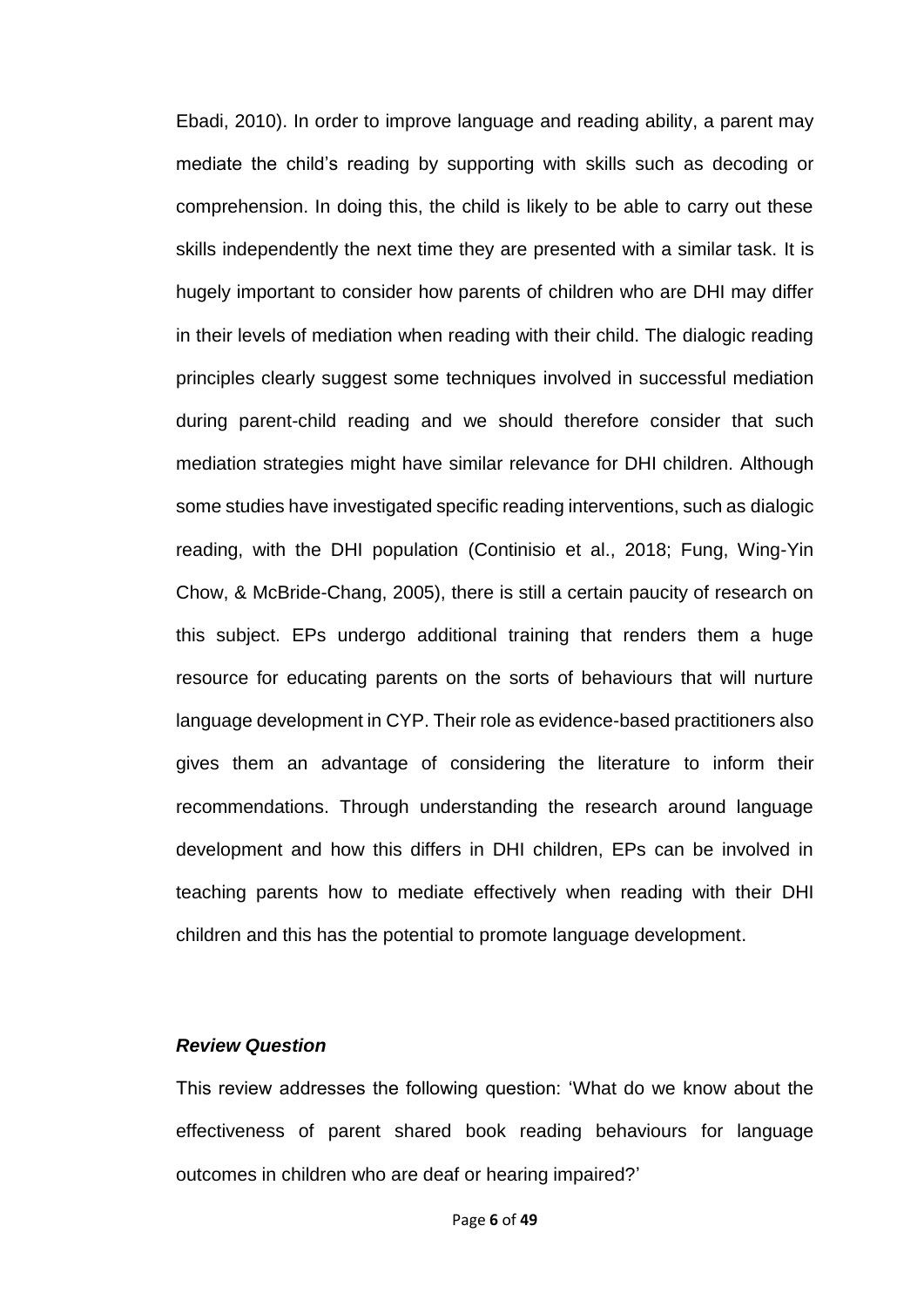Ebadi, 2010). In order to improve language and reading ability, a parent may mediate the child's reading by supporting with skills such as decoding or comprehension. In doing this, the child is likely to be able to carry out these skills independently the next time they are presented with a similar task. It is hugely important to consider how parents of children who are DHI may differ in their levels of mediation when reading with their child. The dialogic reading principles clearly suggest some techniques involved in successful mediation during parent-child reading and we should therefore consider that such mediation strategies might have similar relevance for DHI children. Although some studies have investigated specific reading interventions, such as dialogic reading, with the DHI population (Continisio et al., 2018; Fung, Wing-Yin Chow, & McBride-Chang, 2005), there is still a certain paucity of research on this subject. EPs undergo additional training that renders them a huge resource for educating parents on the sorts of behaviours that will nurture language development in CYP. Their role as evidence-based practitioners also gives them an advantage of considering the literature to inform their recommendations. Through understanding the research around language development and how this differs in DHI children, EPs can be involved in teaching parents how to mediate effectively when reading with their DHI children and this has the potential to promote language development.

***Review Question***

This review addresses the following question: 'What do we know about the effectiveness of parent shared book reading behaviours for language outcomes in children who are deaf or hearing impaired?'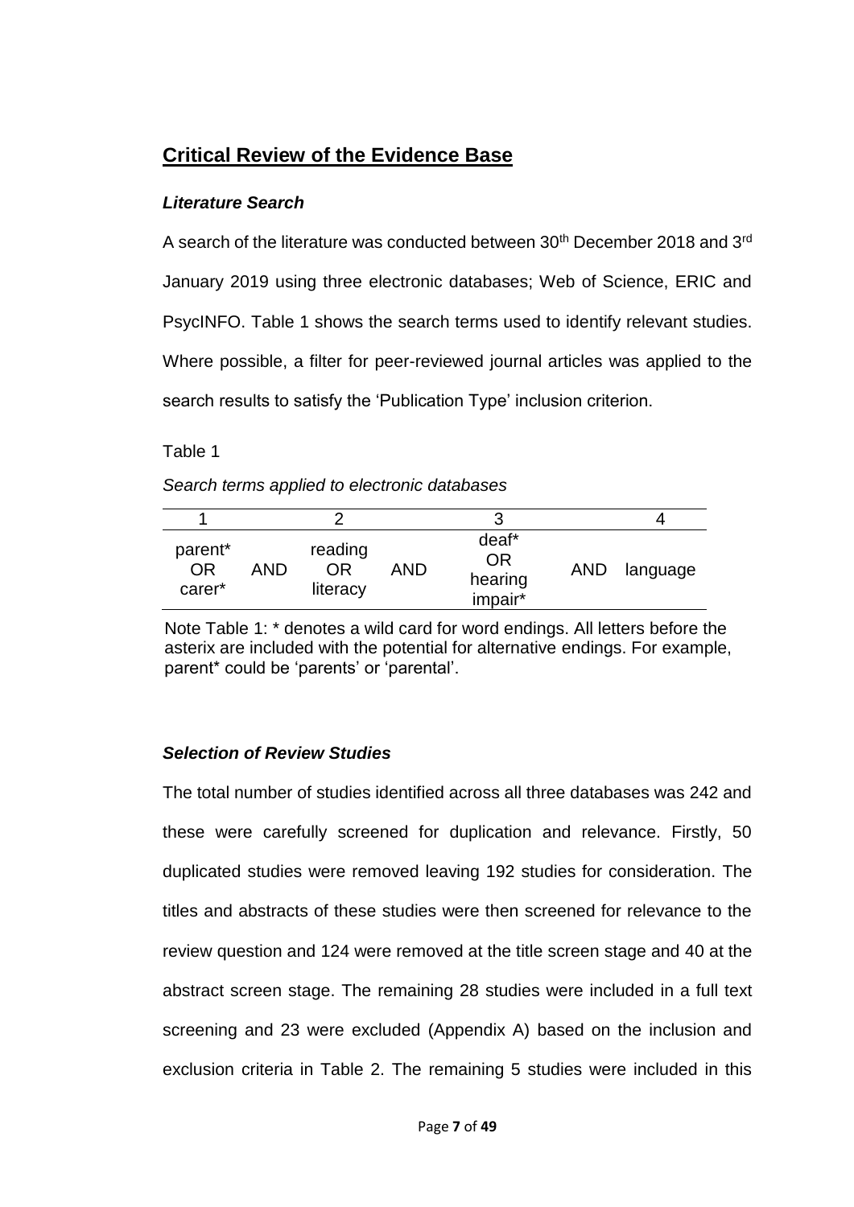## Critical Review of the Evidence Base

### *Literature Search*

A search of the literature was conducted between 30th December 2018 and 3rd January 2019 using three electronic databases; Web of Science, ERIC and PsycINFO. Table 1 shows the search terms used to identify relevant studies. Where possible, a filter for peer-reviewed journal articles was applied to the search results to satisfy the 'Publication Type' inclusion criterion.

Table 1

*Search terms applied to electronic databases*

| 1 | | 2 | | 3 | | 4 |
|---|---|---|---|---|---|---|
| parent* OR carer* | AND | reading OR literacy | AND | deaf* OR hearing impair* | AND | language |

Note Table 1: * denotes a wild card for word endings. All letters before the asterix are included with the potential for alternative endings. For example, parent* could be 'parents' or 'parental'.

### *Selection of Review Studies*

The total number of studies identified across all three databases was 242 and these were carefully screened for duplication and relevance. Firstly, 50 duplicated studies were removed leaving 192 studies for consideration. The titles and abstracts of these studies were then screened for relevance to the review question and 124 were removed at the title screen stage and 40 at the abstract screen stage. The remaining 28 studies were included in a full text screening and 23 were excluded (Appendix A) based on the inclusion and exclusion criteria in Table 2. The remaining 5 studies were included in this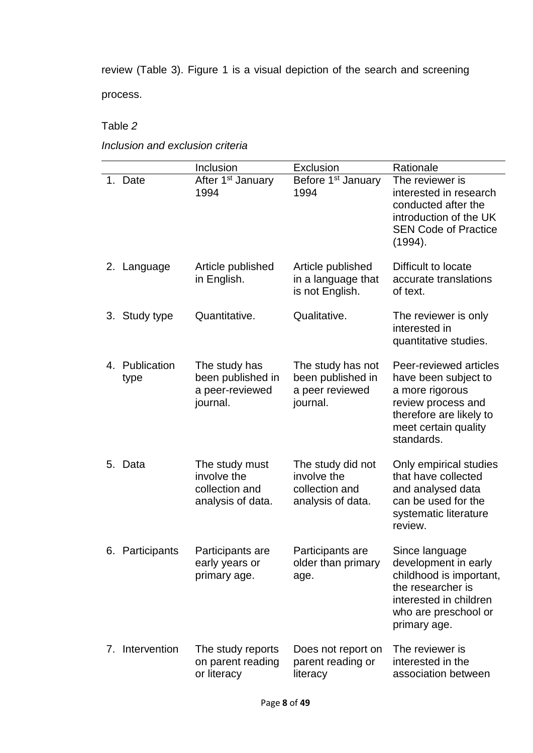review (Table 3). Figure 1 is a visual depiction of the search and screening process.

Table *2*

*Inclusion and exclusion criteria*

| | Inclusion | Exclusion | Rationale |
|---|---|---|---|
| 1. Date | After 1st January 1994 | Before 1st January 1994 | The reviewer is interested in research conducted after the introduction of the UK SEN Code of Practice (1994). |
| 2. Language | Article published in English. | Article published in a language that is not English. | Difficult to locate accurate translations of text. |
| 3. Study type | Quantitative. | Qualitative. | The reviewer is only interested in quantitative studies. |
| 4. Publication type | The study has been published in a peer-reviewed journal. | The study has not been published in a peer reviewed journal. | Peer-reviewed articles have been subject to a more rigorous review process and therefore are likely to meet certain quality standards. |
| 5. Data | The study must involve the collection and analysis of data. | The study did not involve the collection and analysis of data. | Only empirical studies that have collected and analysed data can be used for the systematic literature review. |
| 6. Participants | Participants are early years or primary age. | Participants are older than primary age. | Since language development in early childhood is important, the researcher is interested in children who are preschool or primary age. |
| 7. Intervention | The study reports on parent reading or literacy | Does not report on parent reading or literacy | The reviewer is interested in the association between |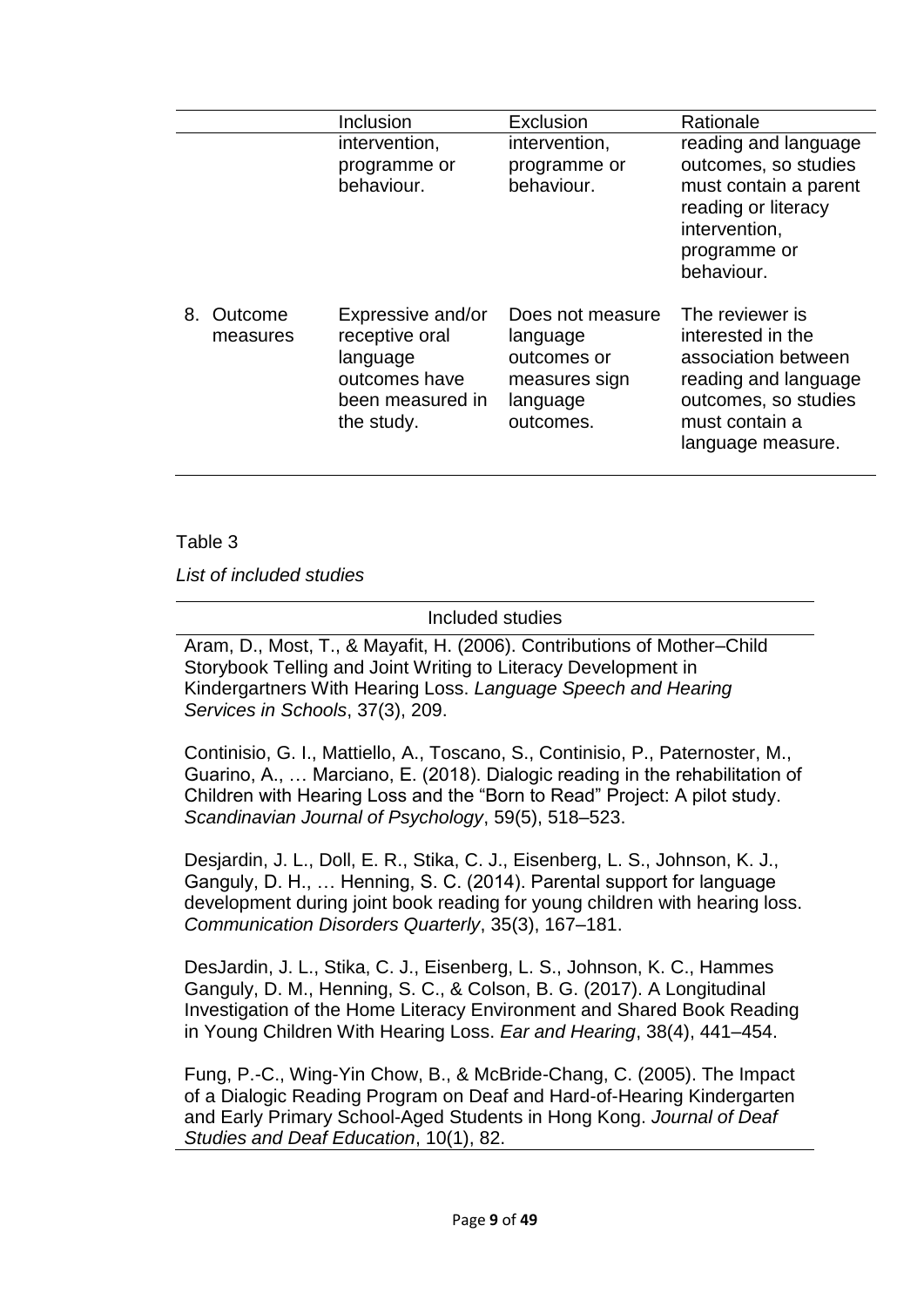| | Inclusion | Exclusion | Rationale |
|---|---|---|---|
| | intervention, programme or behaviour. | intervention, programme or behaviour. | reading and language outcomes, so studies must contain a parent reading or literacy intervention, programme or behaviour. |
| 8. Outcome measures | Expressive and/or receptive oral language outcomes have been measured in the study. | Does not measure language outcomes or measures sign language outcomes. | The reviewer is interested in the association between reading and language outcomes, so studies must contain a language measure. |

Table 3

*List of included studies*

| Included studies |
|---|
| Aram, D., Most, T., & Mayafit, H. (2006). Contributions of Mother–Child Storybook Telling and Joint Writing to Literacy Development in Kindergartners With Hearing Loss. *Language Speech and Hearing Services in Schools*, 37(3), 209. |
| Continisio, G. I., Mattiello, A., Toscano, S., Continisio, P., Paternoster, M., Guarino, A., … Marciano, E. (2018). Dialogic reading in the rehabilitation of Children with Hearing Loss and the "Born to Read" Project: A pilot study. *Scandinavian Journal of Psychology*, 59(5), 518–523. |
| Desjardin, J. L., Doll, E. R., Stika, C. J., Eisenberg, L. S., Johnson, K. J., Ganguly, D. H., … Henning, S. C. (2014). Parental support for language development during joint book reading for young children with hearing loss. *Communication Disorders Quarterly*, 35(3), 167–181. |
| DesJardin, J. L., Stika, C. J., Eisenberg, L. S., Johnson, K. C., Hammes Ganguly, D. M., Henning, S. C., & Colson, B. G. (2017). A Longitudinal Investigation of the Home Literacy Environment and Shared Book Reading in Young Children With Hearing Loss. *Ear and Hearing*, 38(4), 441–454. |
| Fung, P.-C., Wing-Yin Chow, B., & McBride-Chang, C. (2005). The Impact of a Dialogic Reading Program on Deaf and Hard-of-Hearing Kindergarten and Early Primary School-Aged Students in Hong Kong. *Journal of Deaf Studies and Deaf Education*, 10(1), 82. |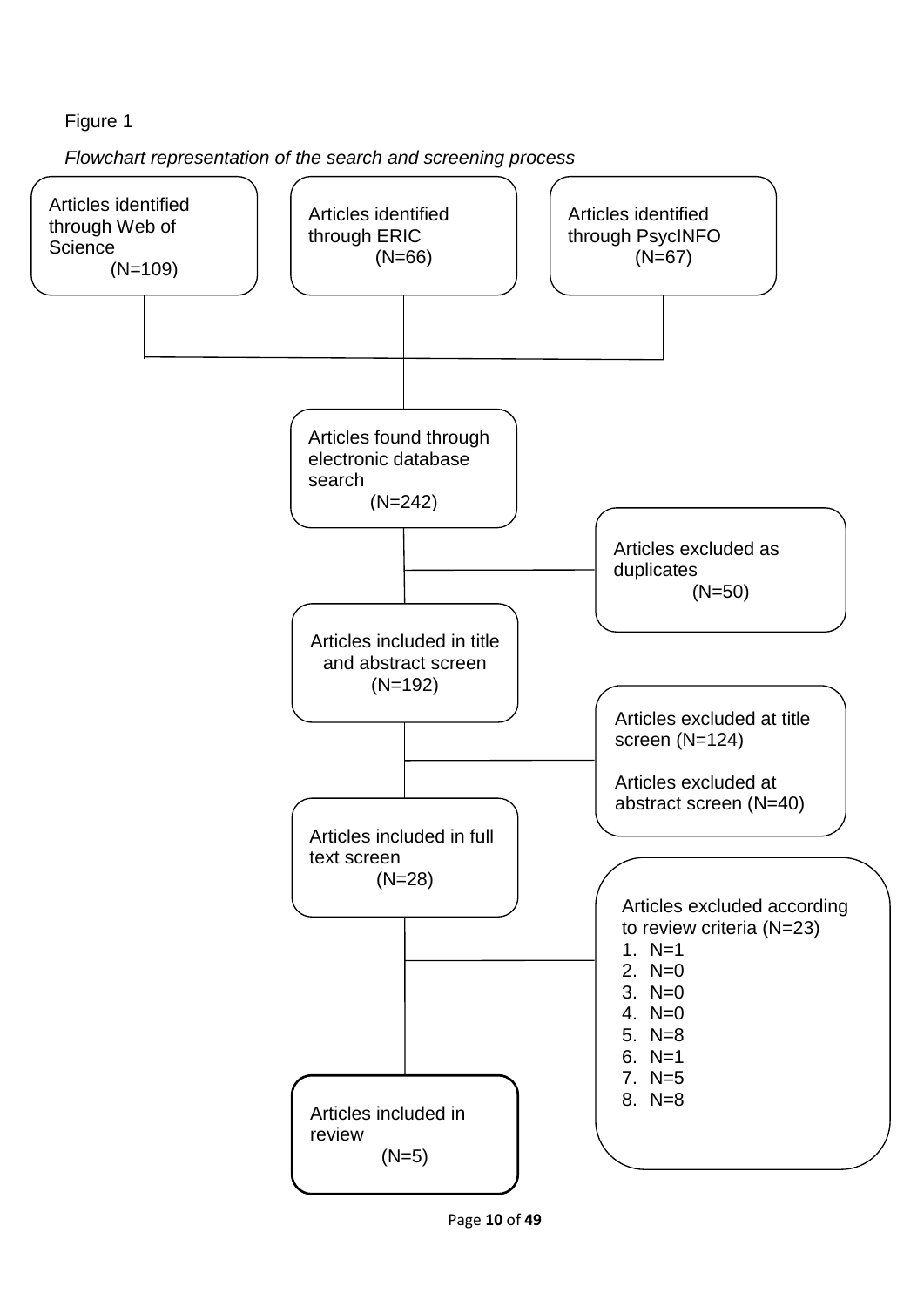Figure 1

*Flowchart representation of the search and screening process*

Articles identified through Web of Science (N=109)

Articles identified through ERIC (N=66)

Articles identified through PsycINFO (N=67)

Articles found through electronic database search (N=242)

Articles excluded as duplicates (N=50)

Articles included in title and abstract screen (N=192)

Articles excluded at title screen (N=124)

Articles excluded at abstract screen (N=40)

Articles included in full text screen (N=28)

Articles excluded according to review criteria (N=23)

1. N=1
2. N=0
3. N=0
4. N=0
5. N=8
6. N=1
7. N=5
8. N=8

Articles included in review (N=5)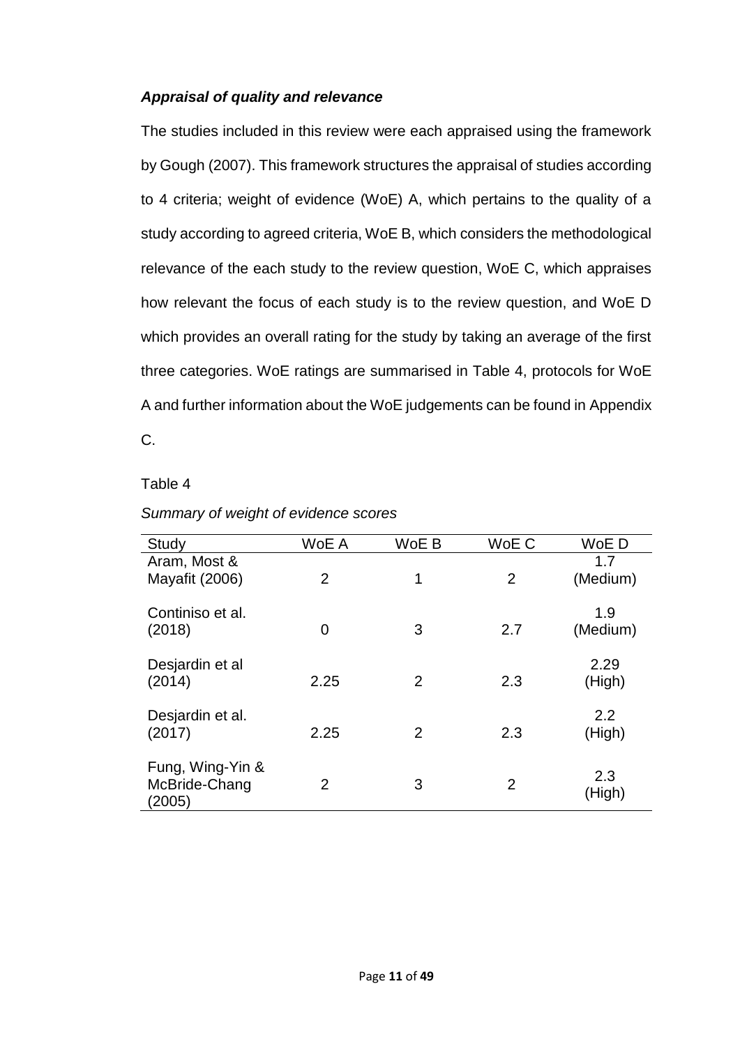### *Appraisal of quality and relevance*

The studies included in this review were each appraised using the framework by Gough (2007). This framework structures the appraisal of studies according to 4 criteria; weight of evidence (WoE) A, which pertains to the quality of a study according to agreed criteria, WoE B, which considers the methodological relevance of the each study to the review question, WoE C, which appraises how relevant the focus of each study is to the review question, and WoE D which provides an overall rating for the study by taking an average of the first three categories. WoE ratings are summarised in Table 4, protocols for WoE A and further information about the WoE judgements can be found in Appendix C.

Table 4

*Summary of weight of evidence scores*

| Study | WoE A | WoE B | WoE C | WoE D |
|---|---|---|---|---|
| Aram, Most & Mayafit (2006) | 2 | 1 | 2 | 1.7 (Medium) |
| Continiso et al. (2018) | 0 | 3 | 2.7 | 1.9 (Medium) |
| Desjardin et al (2014) | 2.25 | 2 | 2.3 | 2.29 (High) |
| Desjardin et al. (2017) | 2.25 | 2 | 2.3 | 2.2 (High) |
| Fung, Wing-Yin & McBride-Chang (2005) | 2 | 3 | 2 | 2.3 (High) |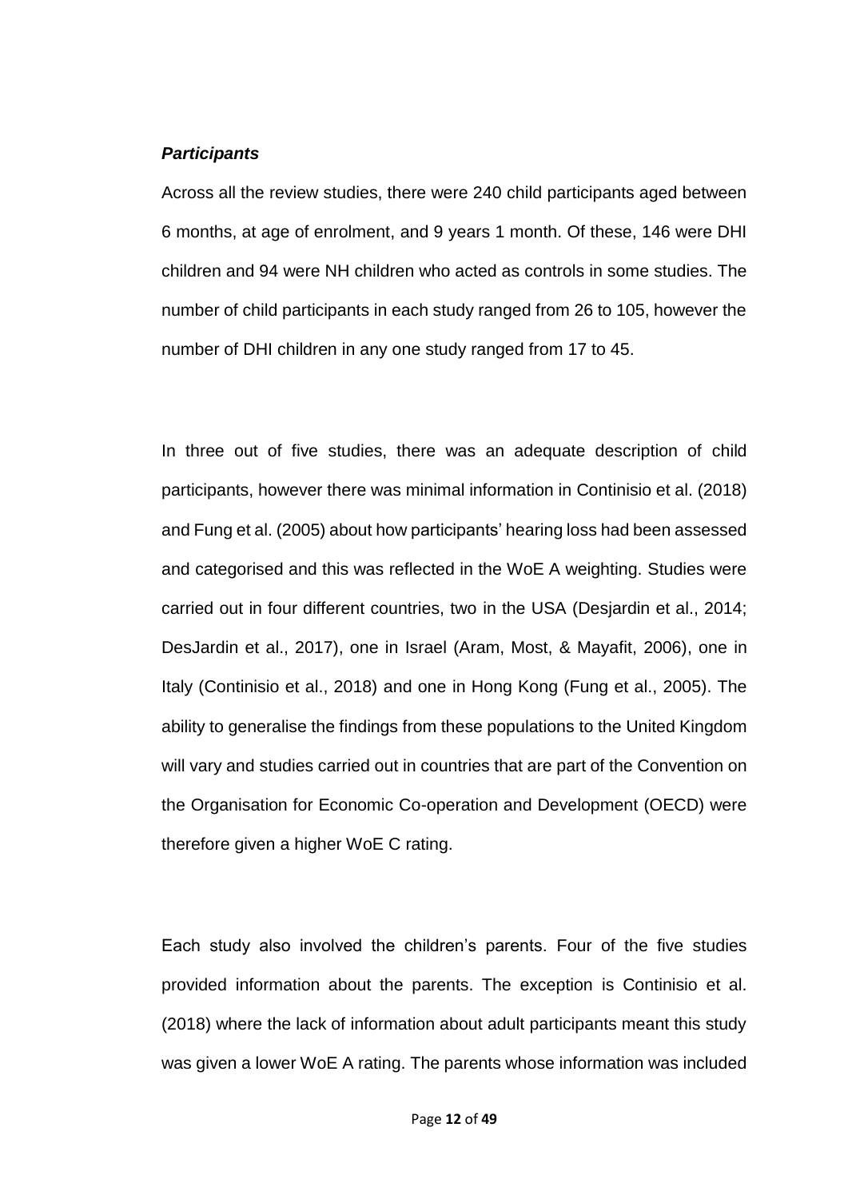### *Participants*

Across all the review studies, there were 240 child participants aged between 6 months, at age of enrolment, and 9 years 1 month. Of these, 146 were DHI children and 94 were NH children who acted as controls in some studies. The number of child participants in each study ranged from 26 to 105, however the number of DHI children in any one study ranged from 17 to 45.

In three out of five studies, there was an adequate description of child participants, however there was minimal information in Continisio et al. (2018) and Fung et al. (2005) about how participants' hearing loss had been assessed and categorised and this was reflected in the WoE A weighting. Studies were carried out in four different countries, two in the USA (Desjardin et al., 2014; DesJardin et al., 2017), one in Israel (Aram, Most, & Mayafit, 2006), one in Italy (Continisio et al., 2018) and one in Hong Kong (Fung et al., 2005). The ability to generalise the findings from these populations to the United Kingdom will vary and studies carried out in countries that are part of the Convention on the Organisation for Economic Co-operation and Development (OECD) were therefore given a higher WoE C rating.

Each study also involved the children's parents. Four of the five studies provided information about the parents. The exception is Continisio et al. (2018) where the lack of information about adult participants meant this study was given a lower WoE A rating. The parents whose information was included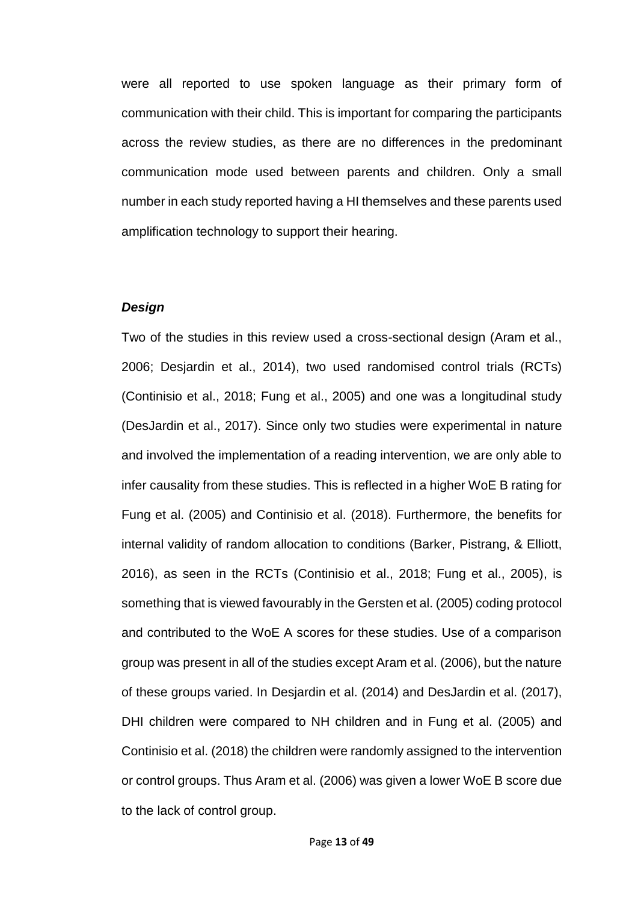were all reported to use spoken language as their primary form of communication with their child. This is important for comparing the participants across the review studies, as there are no differences in the predominant communication mode used between parents and children. Only a small number in each study reported having a HI themselves and these parents used amplification technology to support their hearing.

### *Design*

Two of the studies in this review used a cross-sectional design (Aram et al., 2006; Desjardin et al., 2014), two used randomised control trials (RCTs) (Continisio et al., 2018; Fung et al., 2005) and one was a longitudinal study (DesJardin et al., 2017). Since only two studies were experimental in nature and involved the implementation of a reading intervention, we are only able to infer causality from these studies. This is reflected in a higher WoE B rating for Fung et al. (2005) and Continisio et al. (2018). Furthermore, the benefits for internal validity of random allocation to conditions (Barker, Pistrang, & Elliott, 2016), as seen in the RCTs (Continisio et al., 2018; Fung et al., 2005), is something that is viewed favourably in the Gersten et al. (2005) coding protocol and contributed to the WoE A scores for these studies. Use of a comparison group was present in all of the studies except Aram et al. (2006), but the nature of these groups varied. In Desjardin et al. (2014) and DesJardin et al. (2017), DHI children were compared to NH children and in Fung et al. (2005) and Continisio et al. (2018) the children were randomly assigned to the intervention or control groups. Thus Aram et al. (2006) was given a lower WoE B score due to the lack of control group.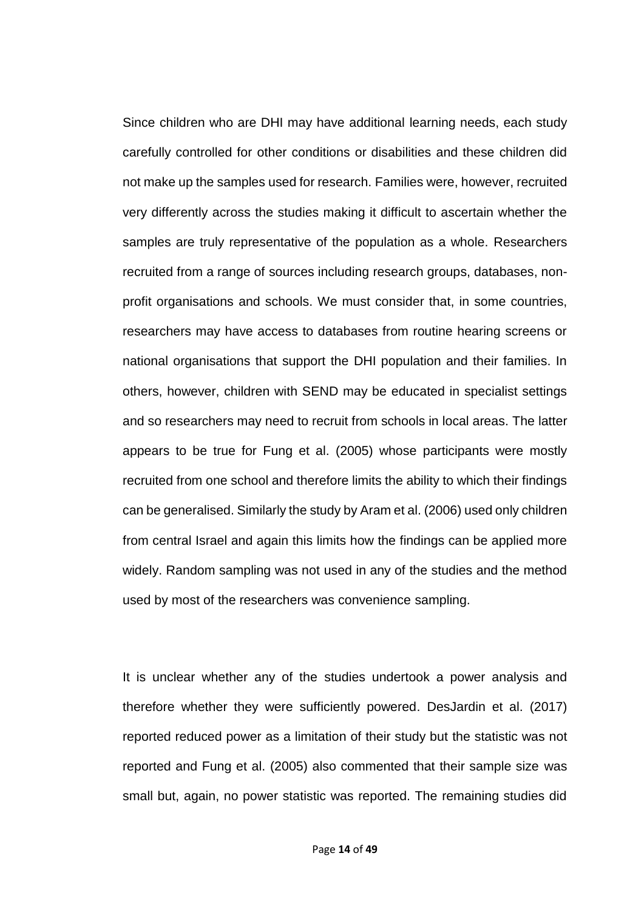Since children who are DHI may have additional learning needs, each study carefully controlled for other conditions or disabilities and these children did not make up the samples used for research. Families were, however, recruited very differently across the studies making it difficult to ascertain whether the samples are truly representative of the population as a whole. Researchers recruited from a range of sources including research groups, databases, non-profit organisations and schools. We must consider that, in some countries, researchers may have access to databases from routine hearing screens or national organisations that support the DHI population and their families. In others, however, children with SEND may be educated in specialist settings and so researchers may need to recruit from schools in local areas. The latter appears to be true for Fung et al. (2005) whose participants were mostly recruited from one school and therefore limits the ability to which their findings can be generalised. Similarly the study by Aram et al. (2006) used only children from central Israel and again this limits how the findings can be applied more widely. Random sampling was not used in any of the studies and the method used by most of the researchers was convenience sampling.

It is unclear whether any of the studies undertook a power analysis and therefore whether they were sufficiently powered. DesJardin et al. (2017) reported reduced power as a limitation of their study but the statistic was not reported and Fung et al. (2005) also commented that their sample size was small but, again, no power statistic was reported. The remaining studies did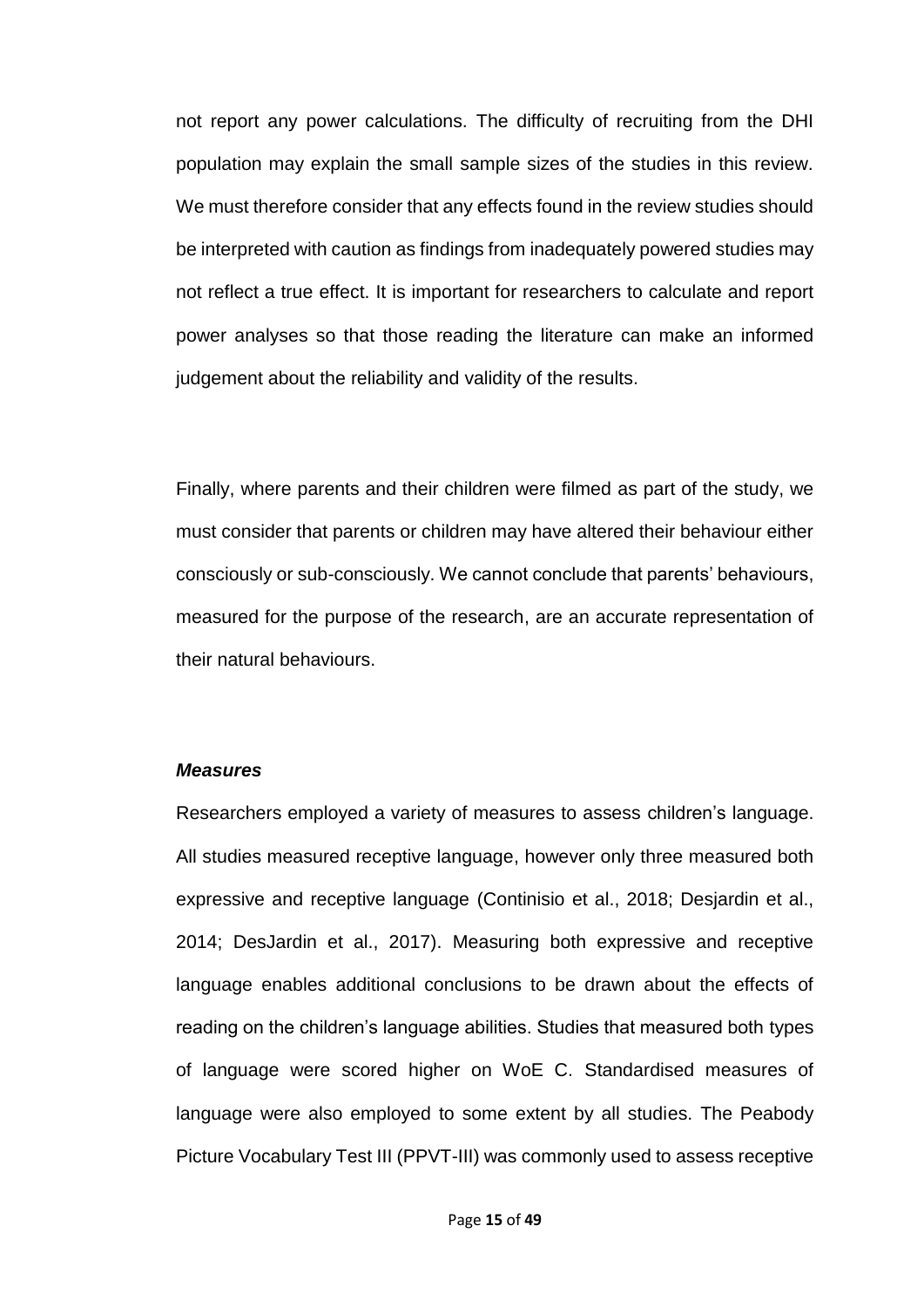not report any power calculations. The difficulty of recruiting from the DHI population may explain the small sample sizes of the studies in this review. We must therefore consider that any effects found in the review studies should be interpreted with caution as findings from inadequately powered studies may not reflect a true effect. It is important for researchers to calculate and report power analyses so that those reading the literature can make an informed judgement about the reliability and validity of the results.

Finally, where parents and their children were filmed as part of the study, we must consider that parents or children may have altered their behaviour either consciously or sub-consciously. We cannot conclude that parents' behaviours, measured for the purpose of the research, are an accurate representation of their natural behaviours.

***Measures***

Researchers employed a variety of measures to assess children's language. All studies measured receptive language, however only three measured both expressive and receptive language (Continisio et al., 2018; Desjardin et al., 2014; DesJardin et al., 2017). Measuring both expressive and receptive language enables additional conclusions to be drawn about the effects of reading on the children's language abilities. Studies that measured both types of language were scored higher on WoE C. Standardised measures of language were also employed to some extent by all studies. The Peabody Picture Vocabulary Test III (PPVT-III) was commonly used to assess receptive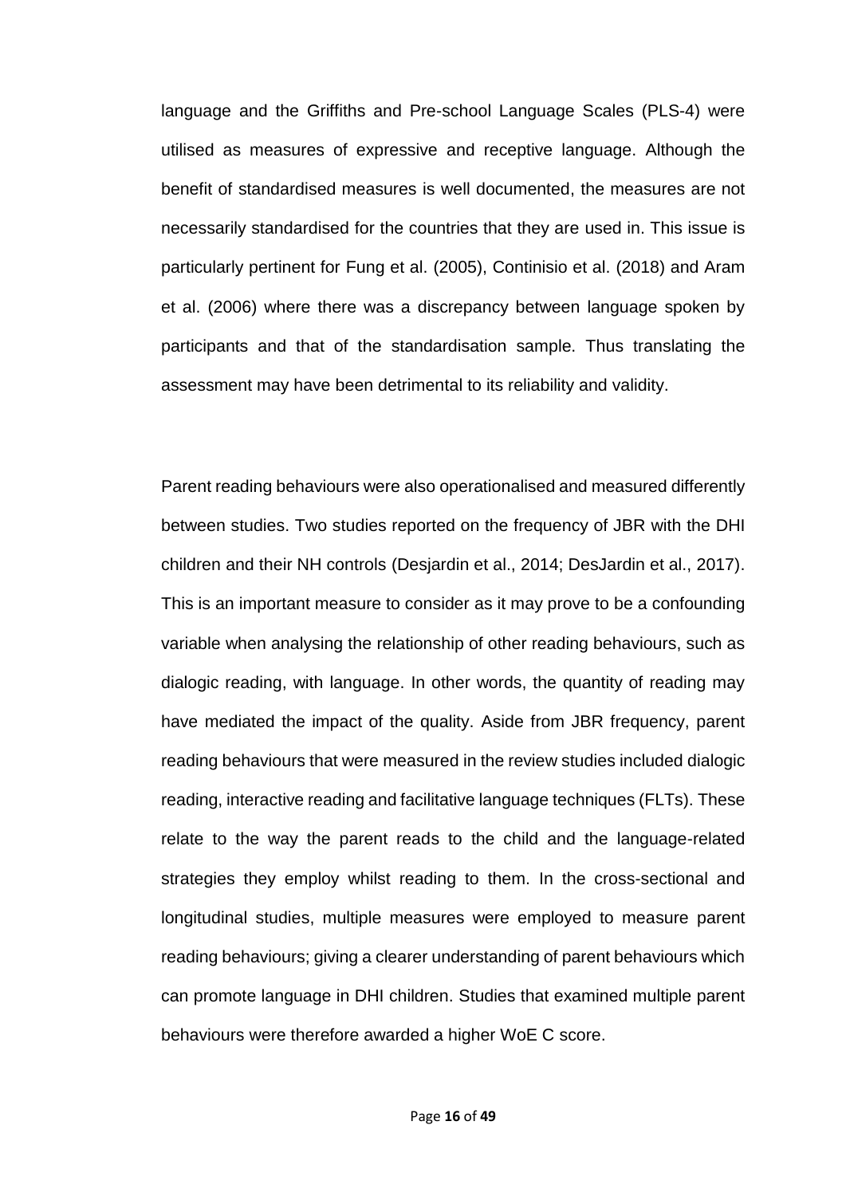language and the Griffiths and Pre-school Language Scales (PLS-4) were utilised as measures of expressive and receptive language. Although the benefit of standardised measures is well documented, the measures are not necessarily standardised for the countries that they are used in. This issue is particularly pertinent for Fung et al. (2005), Continisio et al. (2018) and Aram et al. (2006) where there was a discrepancy between language spoken by participants and that of the standardisation sample. Thus translating the assessment may have been detrimental to its reliability and validity.

Parent reading behaviours were also operationalised and measured differently between studies. Two studies reported on the frequency of JBR with the DHI children and their NH controls (Desjardin et al., 2014; DesJardin et al., 2017). This is an important measure to consider as it may prove to be a confounding variable when analysing the relationship of other reading behaviours, such as dialogic reading, with language. In other words, the quantity of reading may have mediated the impact of the quality. Aside from JBR frequency, parent reading behaviours that were measured in the review studies included dialogic reading, interactive reading and facilitative language techniques (FLTs). These relate to the way the parent reads to the child and the language-related strategies they employ whilst reading to them. In the cross-sectional and longitudinal studies, multiple measures were employed to measure parent reading behaviours; giving a clearer understanding of parent behaviours which can promote language in DHI children. Studies that examined multiple parent behaviours were therefore awarded a higher WoE C score.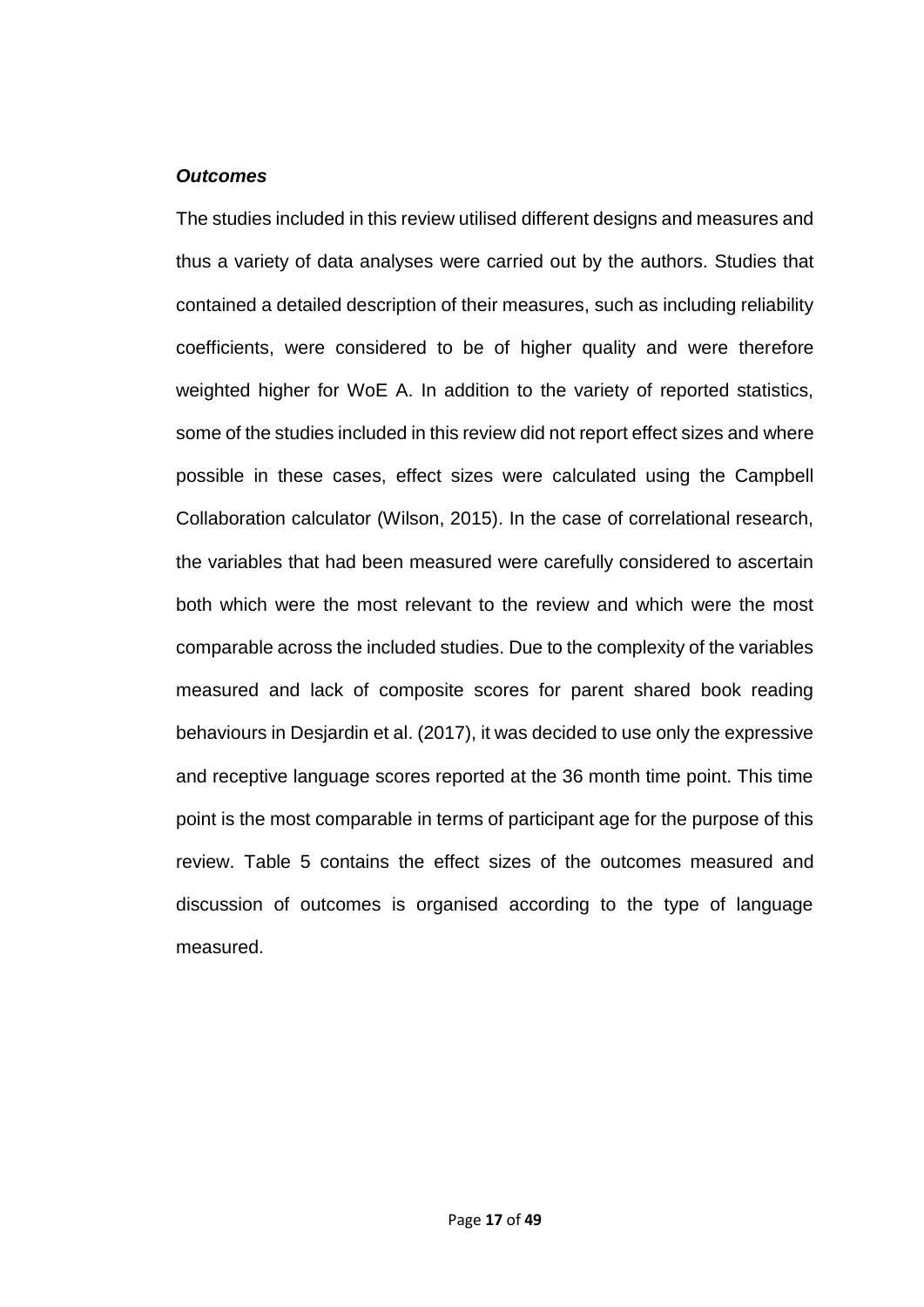### *Outcomes*

The studies included in this review utilised different designs and measures and thus a variety of data analyses were carried out by the authors. Studies that contained a detailed description of their measures, such as including reliability coefficients, were considered to be of higher quality and were therefore weighted higher for WoE A. In addition to the variety of reported statistics, some of the studies included in this review did not report effect sizes and where possible in these cases, effect sizes were calculated using the Campbell Collaboration calculator (Wilson, 2015). In the case of correlational research, the variables that had been measured were carefully considered to ascertain both which were the most relevant to the review and which were the most comparable across the included studies. Due to the complexity of the variables measured and lack of composite scores for parent shared book reading behaviours in Desjardin et al. (2017), it was decided to use only the expressive and receptive language scores reported at the 36 month time point. This time point is the most comparable in terms of participant age for the purpose of this review. Table 5 contains the effect sizes of the outcomes measured and discussion of outcomes is organised according to the type of language measured.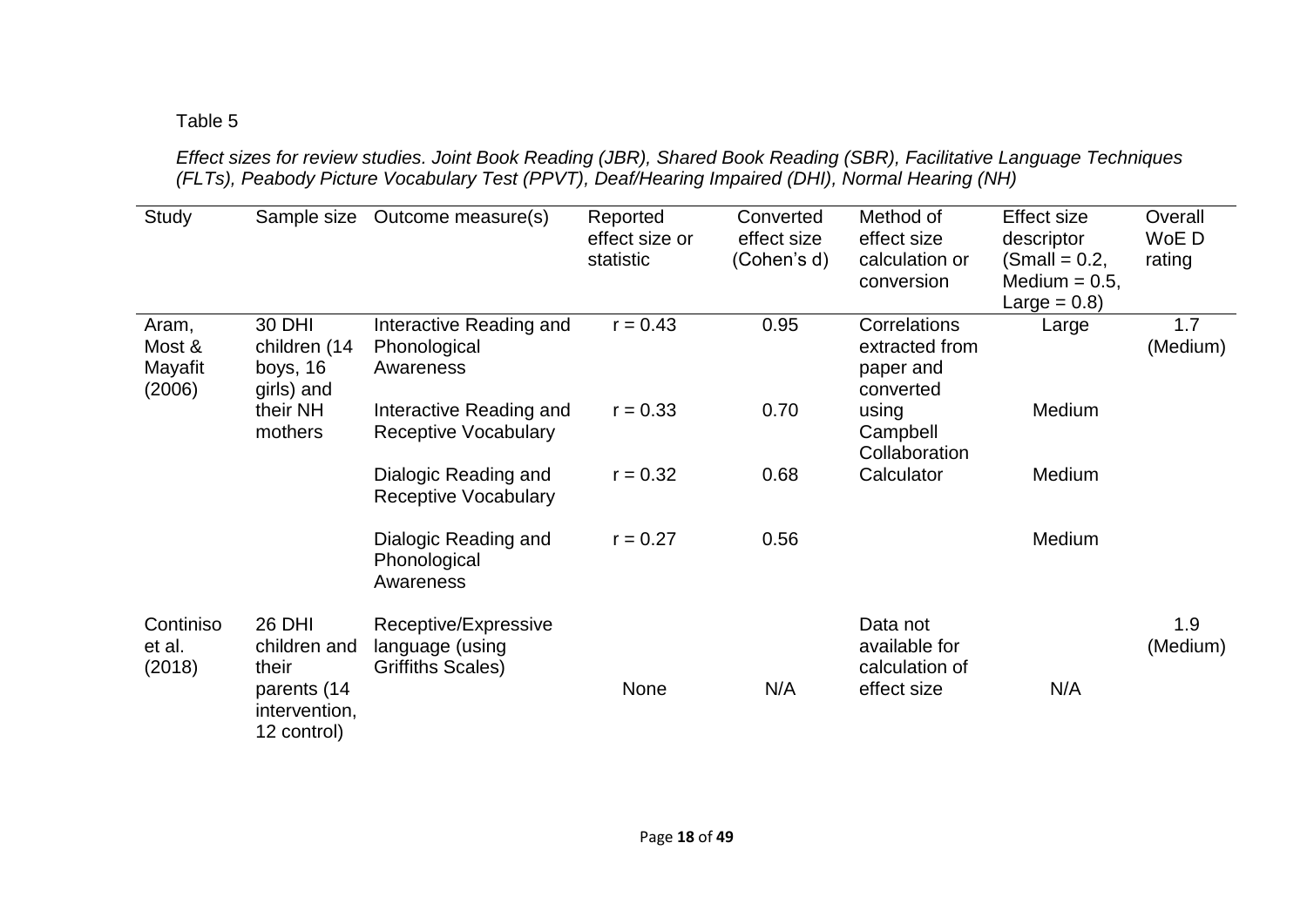Table 5

*Effect sizes for review studies. Joint Book Reading (JBR), Shared Book Reading (SBR), Facilitative Language Techniques (FLTs), Peabody Picture Vocabulary Test (PPVT), Deaf/Hearing Impaired (DHI), Normal Hearing (NH)*

| Study | Sample size | Outcome measure(s) | Reported effect size or statistic | Converted effect size (Cohen's d) | Method of effect size calculation or conversion | Effect size descriptor (Small = 0.2, Medium = 0.5, Large = 0.8) | Overall WoE D rating |
|---|---|---|---|---|---|---|---|
| Aram, Most & Mayafit (2006) | 30 DHI children (14 boys, 16 girls) and their NH mothers | Interactive Reading and Phonological Awareness | r = 0.43 | 0.95 | Correlations extracted from paper and converted using Campbell Collaboration Calculator | Large | 1.7 (Medium) |
| | | Interactive Reading and Receptive Vocabulary | r = 0.33 | 0.70 | | Medium | |
| | | Dialogic Reading and Receptive Vocabulary | r = 0.32 | 0.68 | | Medium | |
| | | Dialogic Reading and Phonological Awareness | r = 0.27 | 0.56 | | Medium | |
| Continiso et al. (2018) | 26 DHI children and their parents (14 intervention, 12 control) | Receptive/Expressive language (using Griffiths Scales) | None | N/A | Data not available for calculation of effect size | N/A | 1.9 (Medium) |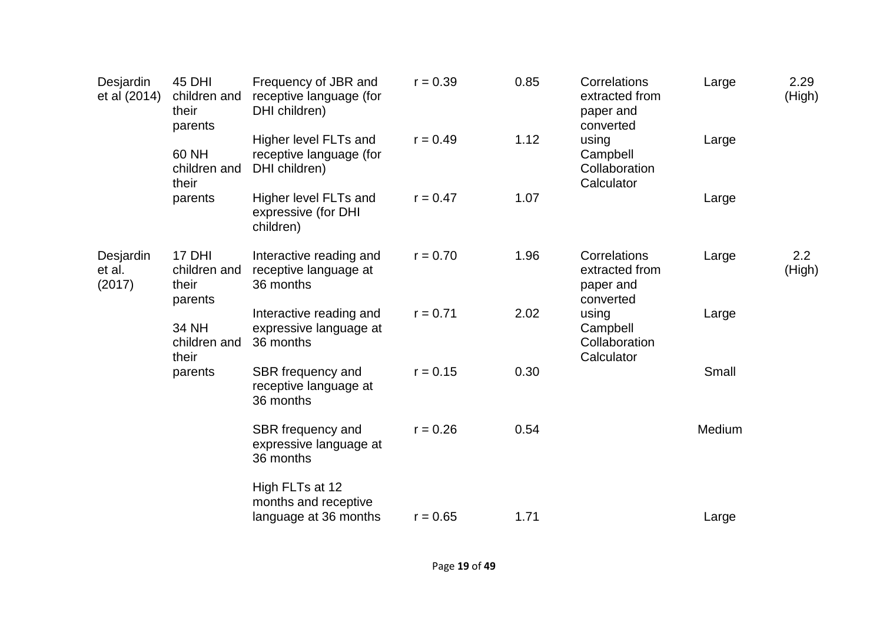| | | | | | | | |
|---|---|---|---|---|---|---|---|
| Desjardin et al (2014) | 45 DHI children and their parents<br><br>60 NH children and their parents | Frequency of JBR and receptive language (for DHI children) | r = 0.39 | 0.85 | Correlations extracted from paper and converted using Campbell Collaboration Calculator | Large | 2.29 (High) |
| | | Higher level FLTs and receptive language (for DHI children) | r = 0.49 | 1.12 | | Large | |
| | | Higher level FLTs and expressive (for DHI children) | r = 0.47 | 1.07 | | Large | |
| Desjardin et al. (2017) | 17 DHI children and their parents<br><br>34 NH children and their parents | Interactive reading and receptive language at 36 months | r = 0.70 | 1.96 | Correlations extracted from paper and converted using Campbell Collaboration Calculator | Large | 2.2 (High) |
| | | Interactive reading and expressive language at 36 months | r = 0.71 | 2.02 | | Large | |
| | | SBR frequency and receptive language at 36 months | r = 0.15 | 0.30 | | Small | |
| | | SBR frequency and expressive language at 36 months | r = 0.26 | 0.54 | | Medium | |
| | | High FLTs at 12 months and receptive language at 36 months | r = 0.65 | 1.71 | | Large | |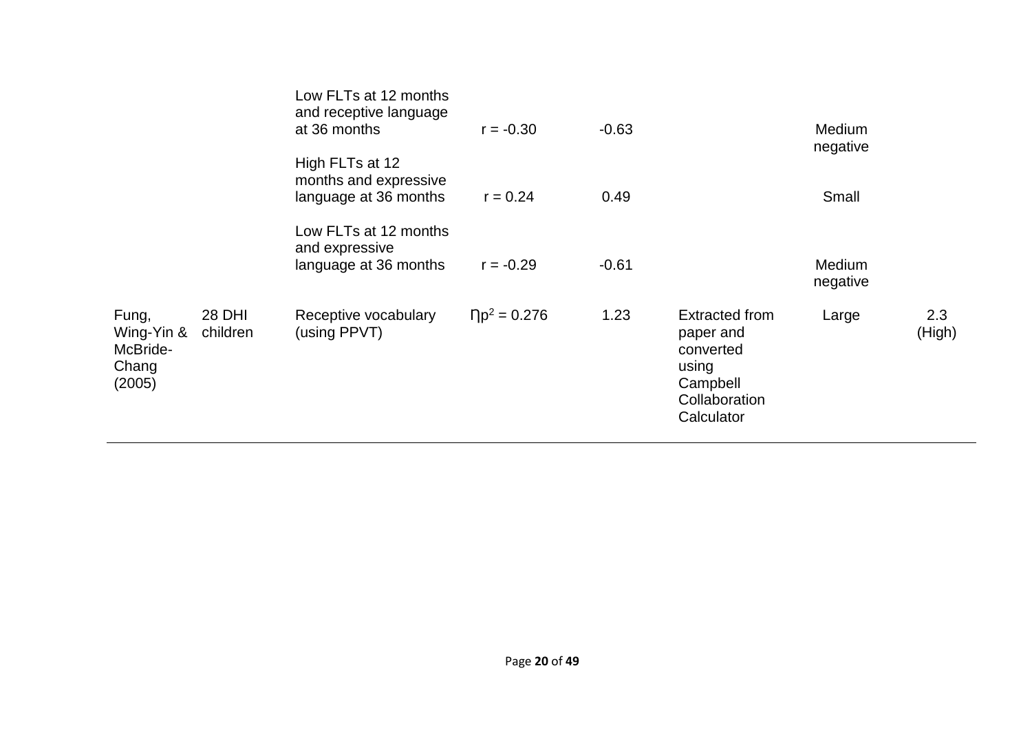| | | | | | | | |
|---|---|---|---|---|---|---|---|
| | | Low FLTs at 12 months and receptive language at 36 months | $r = -0.30$ | -0.63 | | Medium negative | |
| | | High FLTs at 12 months and expressive language at 36 months | $r = 0.24$ | 0.49 | | Small | |
| | | Low FLTs at 12 months and expressive language at 36 months | $r = -0.29$ | -0.61 | | Medium negative | |
| Fung, Wing-Yin & McBride-Chang (2005) | 28 DHI children | Receptive vocabulary (using PPVT) | $\eta p^2 = 0.276$ | 1.23 | Extracted from paper and converted using Campbell Collaboration Calculator | Large | 2.3 (High) |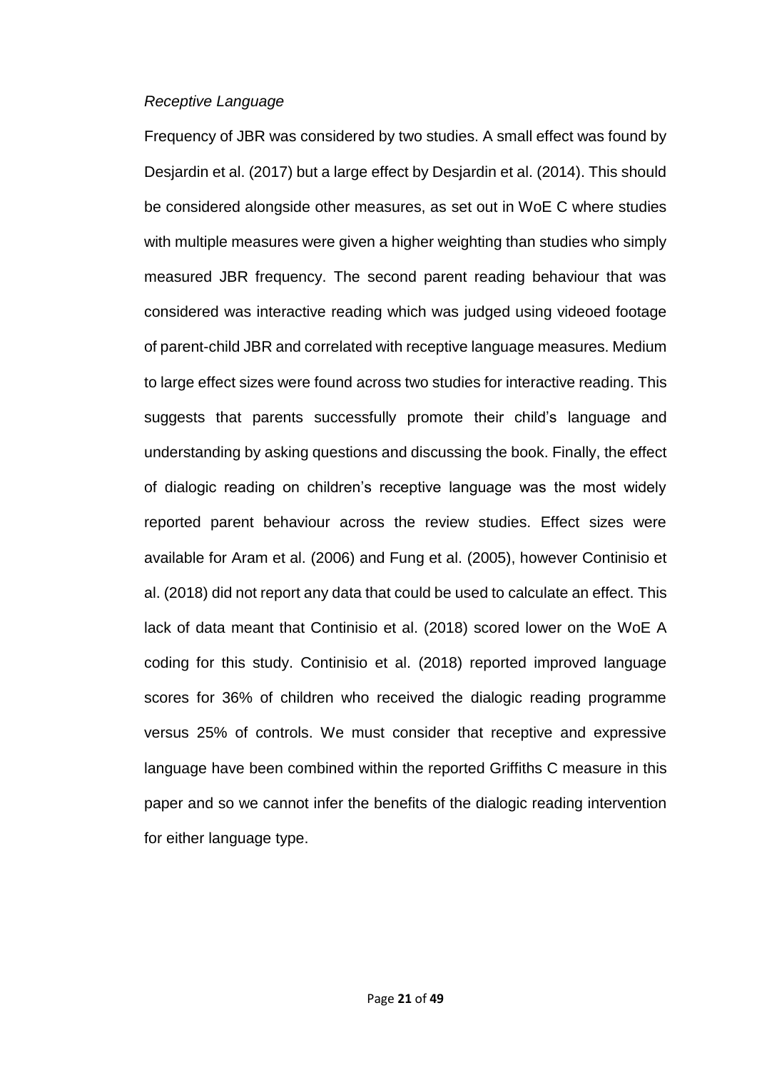*Receptive Language*

Frequency of JBR was considered by two studies. A small effect was found by Desjardin et al. (2017) but a large effect by Desjardin et al. (2014). This should be considered alongside other measures, as set out in WoE C where studies with multiple measures were given a higher weighting than studies who simply measured JBR frequency. The second parent reading behaviour that was considered was interactive reading which was judged using videoed footage of parent-child JBR and correlated with receptive language measures. Medium to large effect sizes were found across two studies for interactive reading. This suggests that parents successfully promote their child's language and understanding by asking questions and discussing the book. Finally, the effect of dialogic reading on children's receptive language was the most widely reported parent behaviour across the review studies. Effect sizes were available for Aram et al. (2006) and Fung et al. (2005), however Continisio et al. (2018) did not report any data that could be used to calculate an effect. This lack of data meant that Continisio et al. (2018) scored lower on the WoE A coding for this study. Continisio et al. (2018) reported improved language scores for 36% of children who received the dialogic reading programme versus 25% of controls. We must consider that receptive and expressive language have been combined within the reported Griffiths C measure in this paper and so we cannot infer the benefits of the dialogic reading intervention for either language type.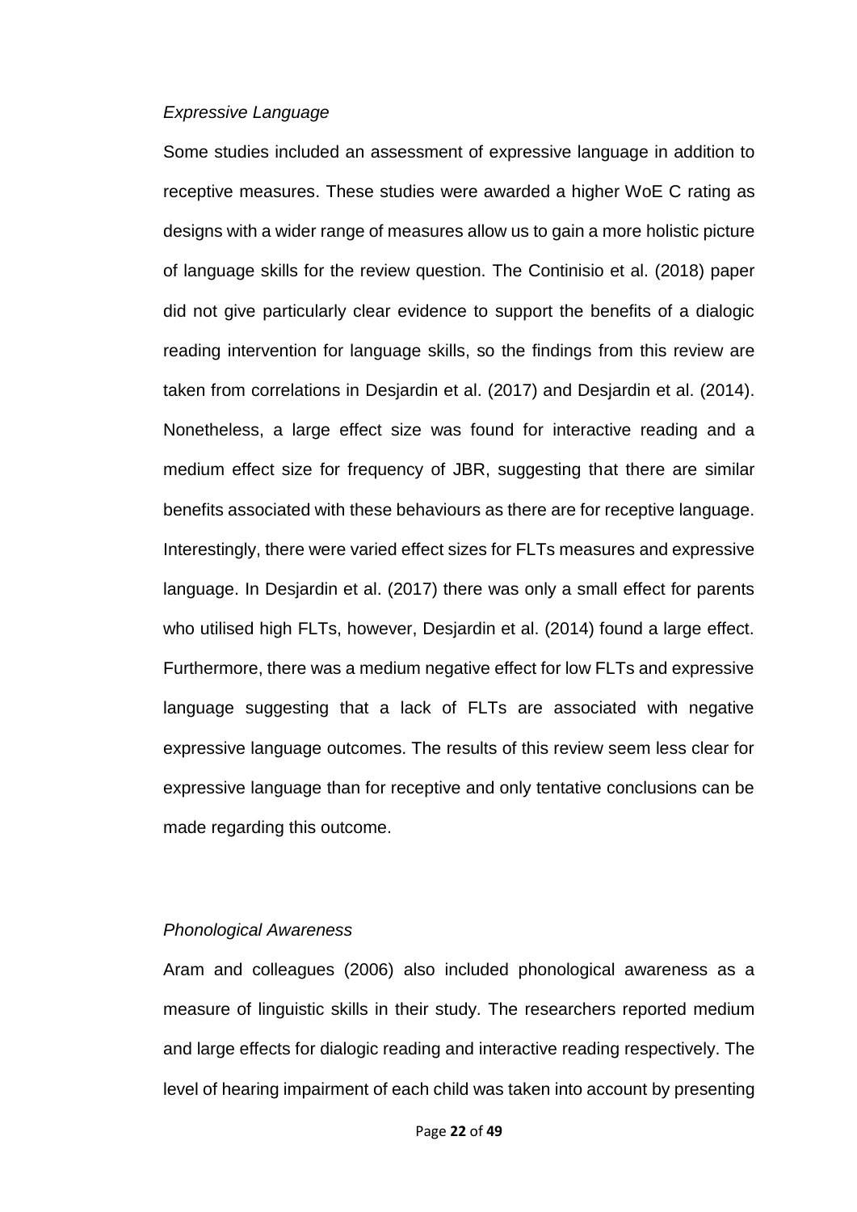*Expressive Language*

Some studies included an assessment of expressive language in addition to receptive measures. These studies were awarded a higher WoE C rating as designs with a wider range of measures allow us to gain a more holistic picture of language skills for the review question. The Continisio et al. (2018) paper did not give particularly clear evidence to support the benefits of a dialogic reading intervention for language skills, so the findings from this review are taken from correlations in Desjardin et al. (2017) and Desjardin et al. (2014). Nonetheless, a large effect size was found for interactive reading and a medium effect size for frequency of JBR, suggesting that there are similar benefits associated with these behaviours as there are for receptive language. Interestingly, there were varied effect sizes for FLTs measures and expressive language. In Desjardin et al. (2017) there was only a small effect for parents who utilised high FLTs, however, Desjardin et al. (2014) found a large effect. Furthermore, there was a medium negative effect for low FLTs and expressive language suggesting that a lack of FLTs are associated with negative expressive language outcomes. The results of this review seem less clear for expressive language than for receptive and only tentative conclusions can be made regarding this outcome.

*Phonological Awareness*

Aram and colleagues (2006) also included phonological awareness as a measure of linguistic skills in their study. The researchers reported medium and large effects for dialogic reading and interactive reading respectively. The level of hearing impairment of each child was taken into account by presenting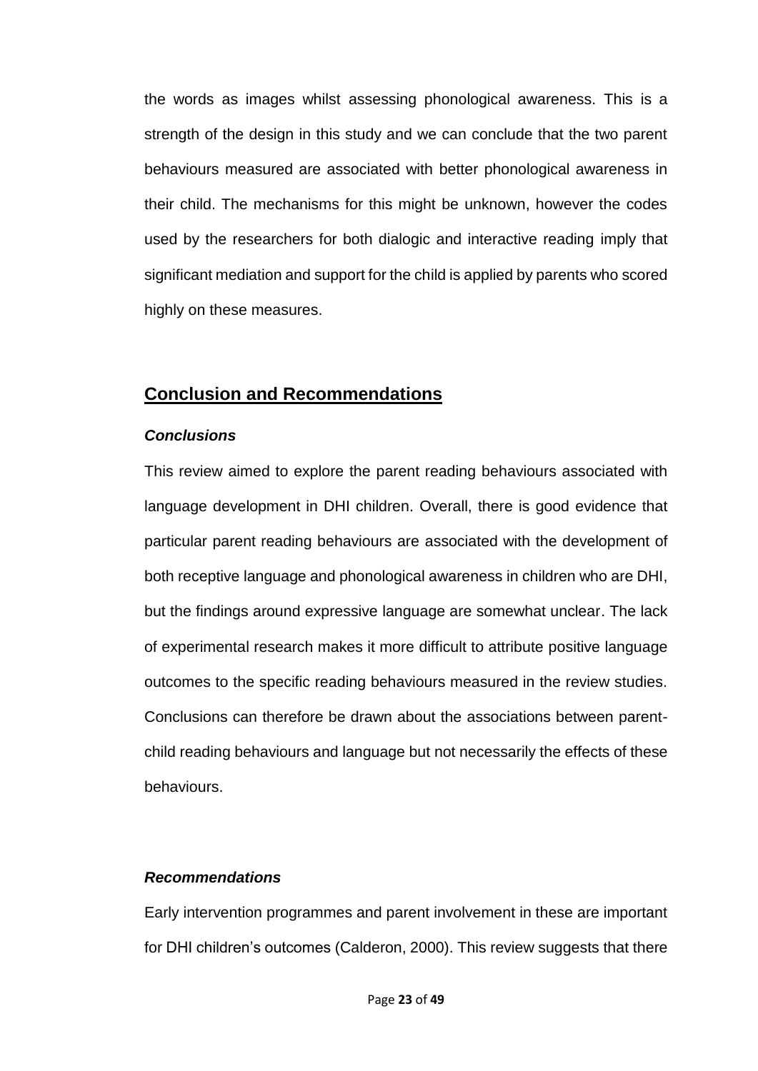the words as images whilst assessing phonological awareness. This is a strength of the design in this study and we can conclude that the two parent behaviours measured are associated with better phonological awareness in their child. The mechanisms for this might be unknown, however the codes used by the researchers for both dialogic and interactive reading imply that significant mediation and support for the child is applied by parents who scored highly on these measures.

## **Conclusion and Recommendations**

### ***Conclusions***

This review aimed to explore the parent reading behaviours associated with language development in DHI children. Overall, there is good evidence that particular parent reading behaviours are associated with the development of both receptive language and phonological awareness in children who are DHI, but the findings around expressive language are somewhat unclear. The lack of experimental research makes it more difficult to attribute positive language outcomes to the specific reading behaviours measured in the review studies. Conclusions can therefore be drawn about the associations between parent-child reading behaviours and language but not necessarily the effects of these behaviours.

### ***Recommendations***

Early intervention programmes and parent involvement in these are important for DHI children's outcomes (Calderon, 2000). This review suggests that there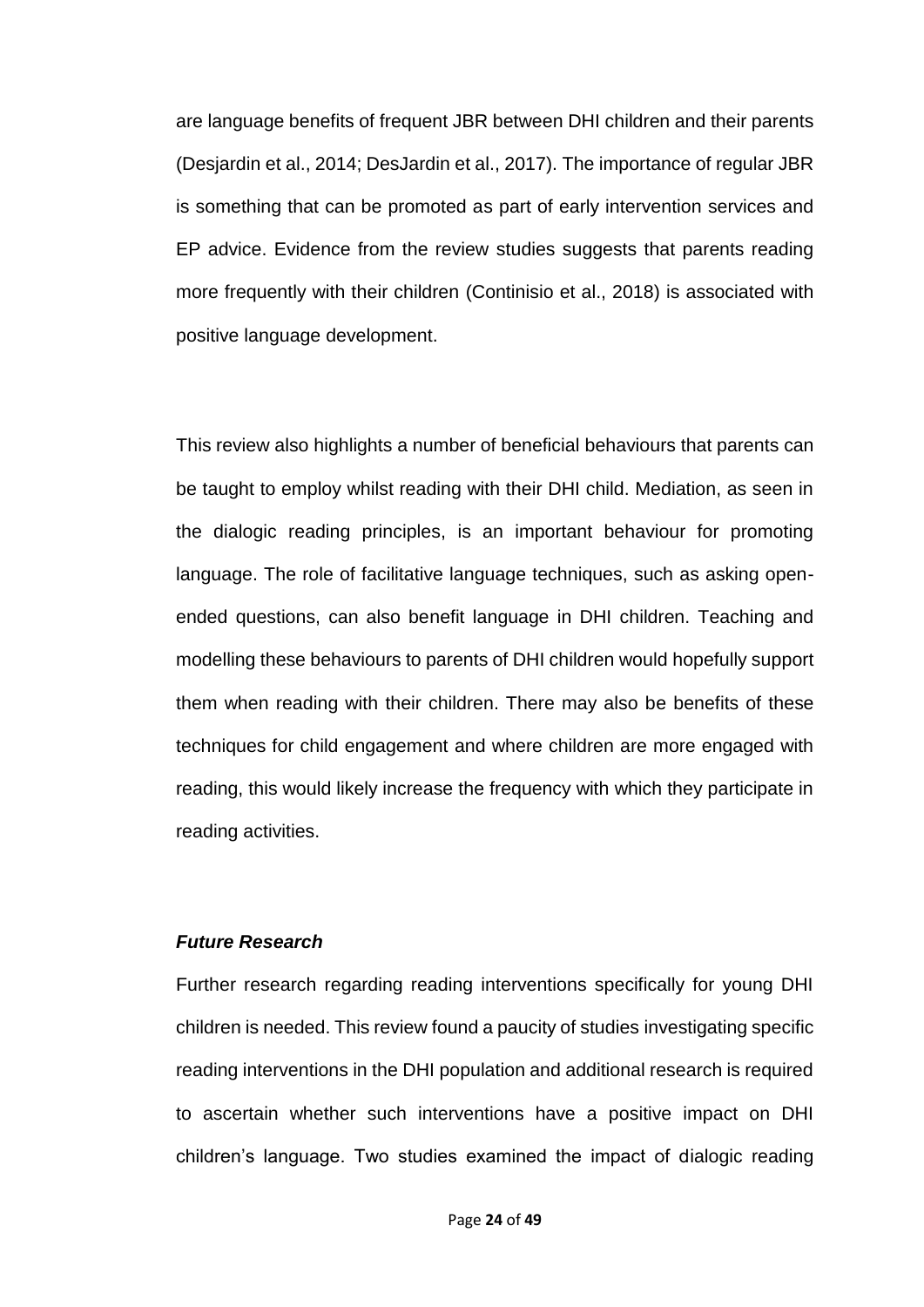are language benefits of frequent JBR between DHI children and their parents (Desjardin et al., 2014; DesJardin et al., 2017). The importance of regular JBR is something that can be promoted as part of early intervention services and EP advice. Evidence from the review studies suggests that parents reading more frequently with their children (Continisio et al., 2018) is associated with positive language development.

This review also highlights a number of beneficial behaviours that parents can be taught to employ whilst reading with their DHI child. Mediation, as seen in the dialogic reading principles, is an important behaviour for promoting language. The role of facilitative language techniques, such as asking open-ended questions, can also benefit language in DHI children. Teaching and modelling these behaviours to parents of DHI children would hopefully support them when reading with their children. There may also be benefits of these techniques for child engagement and where children are more engaged with reading, this would likely increase the frequency with which they participate in reading activities.

### ***Future Research***

Further research regarding reading interventions specifically for young DHI children is needed. This review found a paucity of studies investigating specific reading interventions in the DHI population and additional research is required to ascertain whether such interventions have a positive impact on DHI children's language. Two studies examined the impact of dialogic reading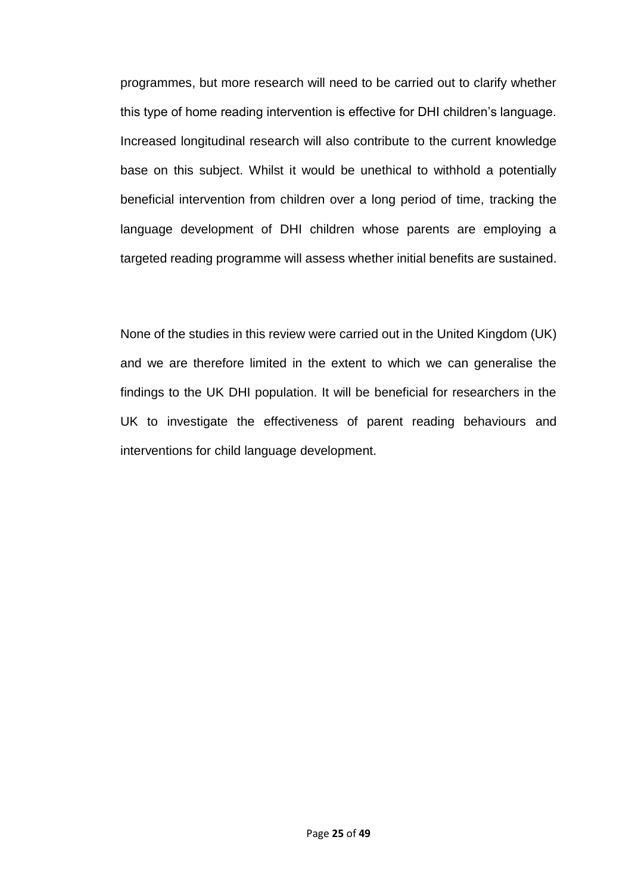programmes, but more research will need to be carried out to clarify whether this type of home reading intervention is effective for DHI children's language. Increased longitudinal research will also contribute to the current knowledge base on this subject. Whilst it would be unethical to withhold a potentially beneficial intervention from children over a long period of time, tracking the language development of DHI children whose parents are employing a targeted reading programme will assess whether initial benefits are sustained.

None of the studies in this review were carried out in the United Kingdom (UK) and we are therefore limited in the extent to which we can generalise the findings to the UK DHI population. It will be beneficial for researchers in the UK to investigate the effectiveness of parent reading behaviours and interventions for child language development.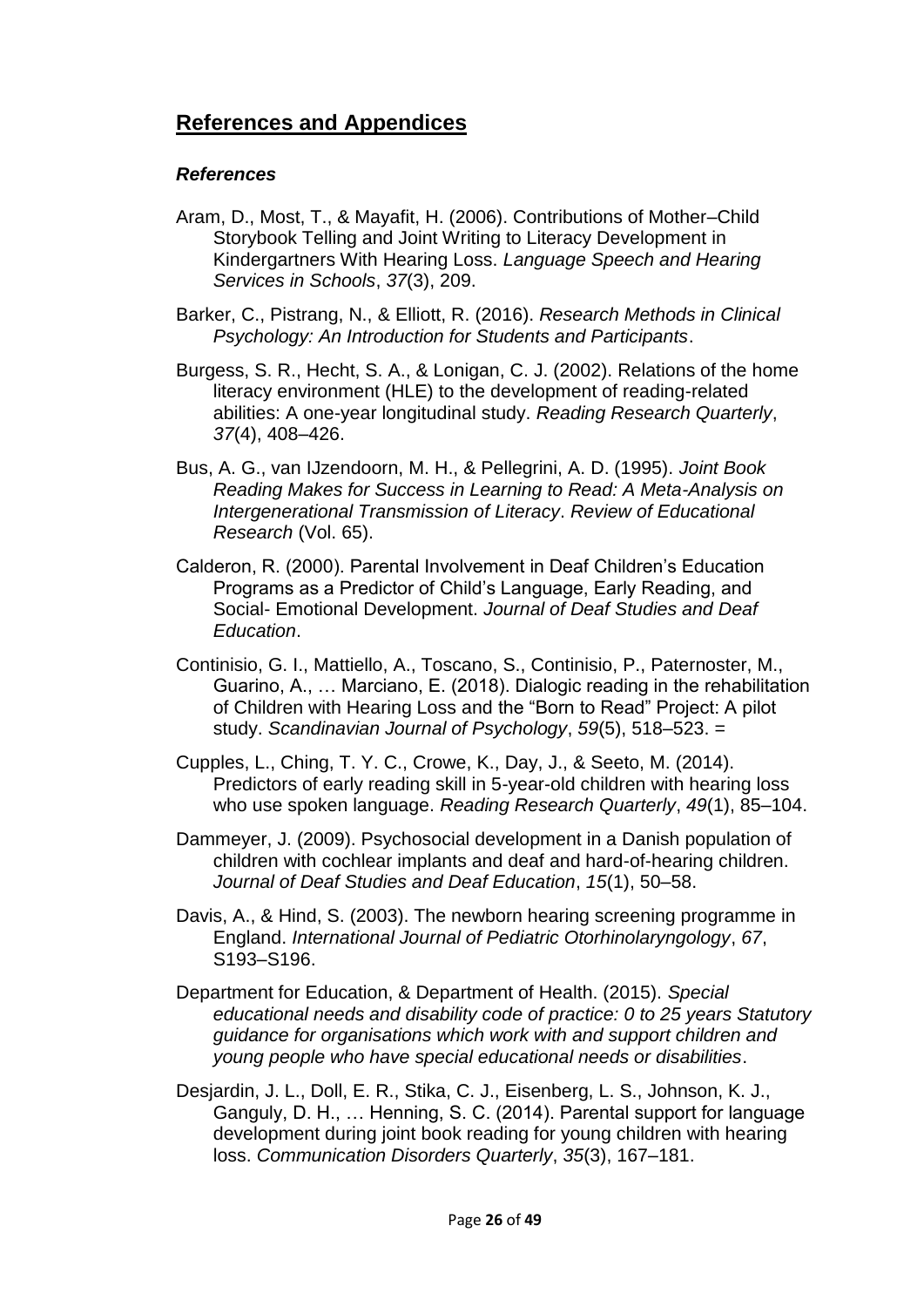## References and Appendices

### *References*

Aram, D., Most, T., & Mayafit, H. (2006). Contributions of Mother–Child Storybook Telling and Joint Writing to Literacy Development in Kindergartners With Hearing Loss. *Language Speech and Hearing Services in Schools*, *37*(3), 209.

Barker, C., Pistrang, N., & Elliott, R. (2016). *Research Methods in Clinical Psychology: An Introduction for Students and Participants*.

Burgess, S. R., Hecht, S. A., & Lonigan, C. J. (2002). Relations of the home literacy environment (HLE) to the development of reading-related abilities: A one-year longitudinal study. *Reading Research Quarterly*, *37*(4), 408–426.

Bus, A. G., van IJzendoorn, M. H., & Pellegrini, A. D. (1995). *Joint Book Reading Makes for Success in Learning to Read: A Meta-Analysis on Intergenerational Transmission of Literacy*. *Review of Educational Research* (Vol. 65).

Calderon, R. (2000). Parental Involvement in Deaf Children's Education Programs as a Predictor of Child's Language, Early Reading, and Social- Emotional Development. *Journal of Deaf Studies and Deaf Education*.

Continisio, G. I., Mattiello, A., Toscano, S., Continisio, P., Paternoster, M., Guarino, A., … Marciano, E. (2018). Dialogic reading in the rehabilitation of Children with Hearing Loss and the "Born to Read" Project: A pilot study. *Scandinavian Journal of Psychology*, *59*(5), 518–523. =

Cupples, L., Ching, T. Y. C., Crowe, K., Day, J., & Seeto, M. (2014). Predictors of early reading skill in 5-year-old children with hearing loss who use spoken language. *Reading Research Quarterly*, *49*(1), 85–104.

Dammeyer, J. (2009). Psychosocial development in a Danish population of children with cochlear implants and deaf and hard-of-hearing children. *Journal of Deaf Studies and Deaf Education*, *15*(1), 50–58.

Davis, A., & Hind, S. (2003). The newborn hearing screening programme in England. *International Journal of Pediatric Otorhinolaryngology*, *67*, S193–S196.

Department for Education, & Department of Health. (2015). *Special educational needs and disability code of practice: 0 to 25 years Statutory guidance for organisations which work with and support children and young people who have special educational needs or disabilities*.

Desjardin, J. L., Doll, E. R., Stika, C. J., Eisenberg, L. S., Johnson, K. J., Ganguly, D. H., … Henning, S. C. (2014). Parental support for language development during joint book reading for young children with hearing loss. *Communication Disorders Quarterly*, *35*(3), 167–181.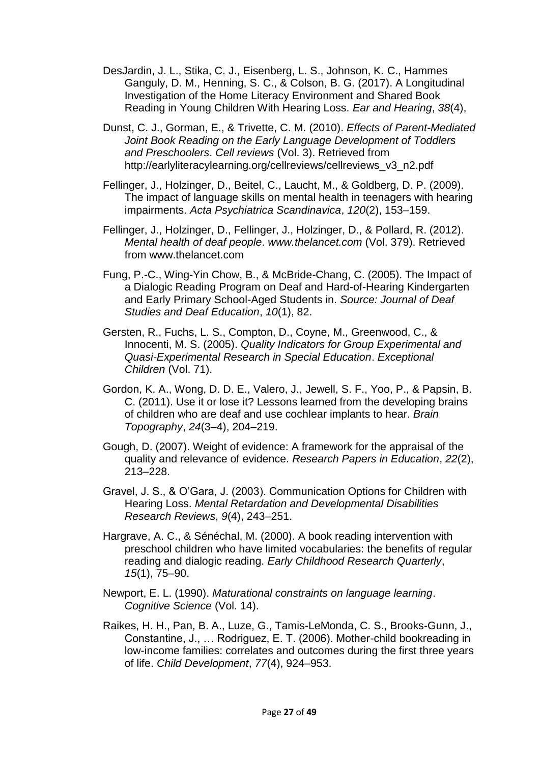DesJardin, J. L., Stika, C. J., Eisenberg, L. S., Johnson, K. C., Hammes Ganguly, D. M., Henning, S. C., & Colson, B. G. (2017). A Longitudinal Investigation of the Home Literacy Environment and Shared Book Reading in Young Children With Hearing Loss. *Ear and Hearing*, *38*(4),

Dunst, C. J., Gorman, E., & Trivette, C. M. (2010). *Effects of Parent-Mediated Joint Book Reading on the Early Language Development of Toddlers and Preschoolers*. *Cell reviews* (Vol. 3). Retrieved from http://earlyliteracylearning.org/cellreviews/cellreviews_v3_n2.pdf

Fellinger, J., Holzinger, D., Beitel, C., Laucht, M., & Goldberg, D. P. (2009). The impact of language skills on mental health in teenagers with hearing impairments. *Acta Psychiatrica Scandinavica*, *120*(2), 153–159.

Fellinger, J., Holzinger, D., Fellinger, J., Holzinger, D., & Pollard, R. (2012). *Mental health of deaf people*. *www.thelancet.com* (Vol. 379). Retrieved from www.thelancet.com

Fung, P.-C., Wing-Yin Chow, B., & McBride-Chang, C. (2005). The Impact of a Dialogic Reading Program on Deaf and Hard-of-Hearing Kindergarten and Early Primary School-Aged Students in. *Source: Journal of Deaf Studies and Deaf Education*, *10*(1), 82.

Gersten, R., Fuchs, L. S., Compton, D., Coyne, M., Greenwood, C., & Innocenti, M. S. (2005). *Quality Indicators for Group Experimental and Quasi-Experimental Research in Special Education*. *Exceptional Children* (Vol. 71).

Gordon, K. A., Wong, D. D. E., Valero, J., Jewell, S. F., Yoo, P., & Papsin, B. C. (2011). Use it or lose it? Lessons learned from the developing brains of children who are deaf and use cochlear implants to hear. *Brain Topography*, *24*(3–4), 204–219.

Gough, D. (2007). Weight of evidence: A framework for the appraisal of the quality and relevance of evidence. *Research Papers in Education*, *22*(2), 213–228.

Gravel, J. S., & O'Gara, J. (2003). Communication Options for Children with Hearing Loss. *Mental Retardation and Developmental Disabilities Research Reviews*, *9*(4), 243–251.

Hargrave, A. C., & Sénéchal, M. (2000). A book reading intervention with preschool children who have limited vocabularies: the benefits of regular reading and dialogic reading. *Early Childhood Research Quarterly*, *15*(1), 75–90.

Newport, E. L. (1990). *Maturational constraints on language learning*. *Cognitive Science* (Vol. 14).

Raikes, H. H., Pan, B. A., Luze, G., Tamis-LeMonda, C. S., Brooks-Gunn, J., Constantine, J., … Rodriguez, E. T. (2006). Mother-child bookreading in low-income families: correlates and outcomes during the first three years of life. *Child Development*, *77*(4), 924–953.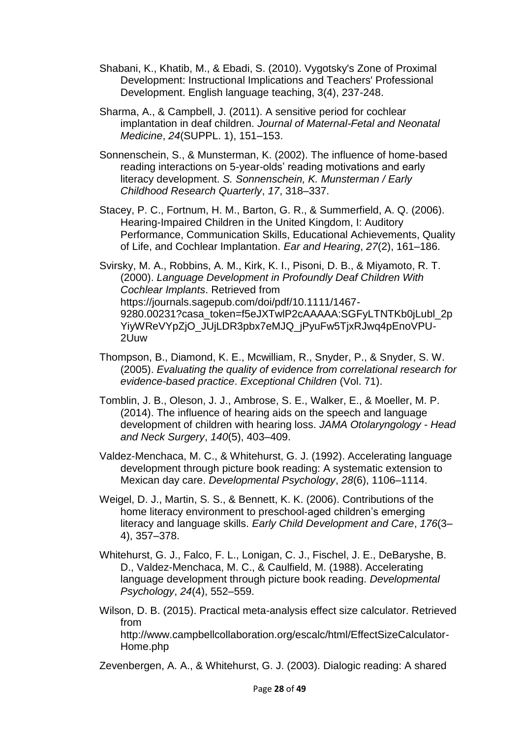Shabani, K., Khatib, M., & Ebadi, S. (2010). Vygotsky's Zone of Proximal Development: Instructional Implications and Teachers' Professional Development. English language teaching, 3(4), 237-248.

Sharma, A., & Campbell, J. (2011). A sensitive period for cochlear implantation in deaf children. *Journal of Maternal-Fetal and Neonatal Medicine*, *24*(SUPPL. 1), 151–153.

Sonnenschein, S., & Munsterman, K. (2002). The influence of home-based reading interactions on 5-year-olds' reading motivations and early literacy development. *S. Sonnenschein, K. Munsterman / Early Childhood Research Quarterly*, *17*, 318–337.

Stacey, P. C., Fortnum, H. M., Barton, G. R., & Summerfield, A. Q. (2006). Hearing-Impaired Children in the United Kingdom, I: Auditory Performance, Communication Skills, Educational Achievements, Quality of Life, and Cochlear Implantation. *Ear and Hearing*, *27*(2), 161–186.

Svirsky, M. A., Robbins, A. M., Kirk, K. I., Pisoni, D. B., & Miyamoto, R. T. (2000). *Language Development in Profoundly Deaf Children With Cochlear Implants*. Retrieved from https://journals.sagepub.com/doi/pdf/10.1111/1467-9280.00231?casa_token=f5eJXTwlP2cAAAAA:SGFyLTNTKb0jLubl_2pYiyWReVYpZjO_JUjLDR3pbx7eMJQ_jPyuFw5TjxRJwq4pEnoVPU-2Uuw

Thompson, B., Diamond, K. E., Mcwilliam, R., Snyder, P., & Snyder, S. W. (2005). *Evaluating the quality of evidence from correlational research for evidence-based practice*. *Exceptional Children* (Vol. 71).

Tomblin, J. B., Oleson, J. J., Ambrose, S. E., Walker, E., & Moeller, M. P. (2014). The influence of hearing aids on the speech and language development of children with hearing loss. *JAMA Otolaryngology - Head and Neck Surgery*, *140*(5), 403–409.

Valdez-Menchaca, M. C., & Whitehurst, G. J. (1992). Accelerating language development through picture book reading: A systematic extension to Mexican day care. *Developmental Psychology*, *28*(6), 1106–1114.

Weigel, D. J., Martin, S. S., & Bennett, K. K. (2006). Contributions of the home literacy environment to preschool-aged children's emerging literacy and language skills. *Early Child Development and Care*, *176*(3–4), 357–378.

Whitehurst, G. J., Falco, F. L., Lonigan, C. J., Fischel, J. E., DeBaryshe, B. D., Valdez-Menchaca, M. C., & Caulfield, M. (1988). Accelerating language development through picture book reading. *Developmental Psychology*, *24*(4), 552–559.

Wilson, D. B. (2015). Practical meta-analysis effect size calculator. Retrieved from http://www.campbellcollaboration.org/escalc/html/EffectSizeCalculator-Home.php

Zevenbergen, A. A., & Whitehurst, G. J. (2003). Dialogic reading: A shared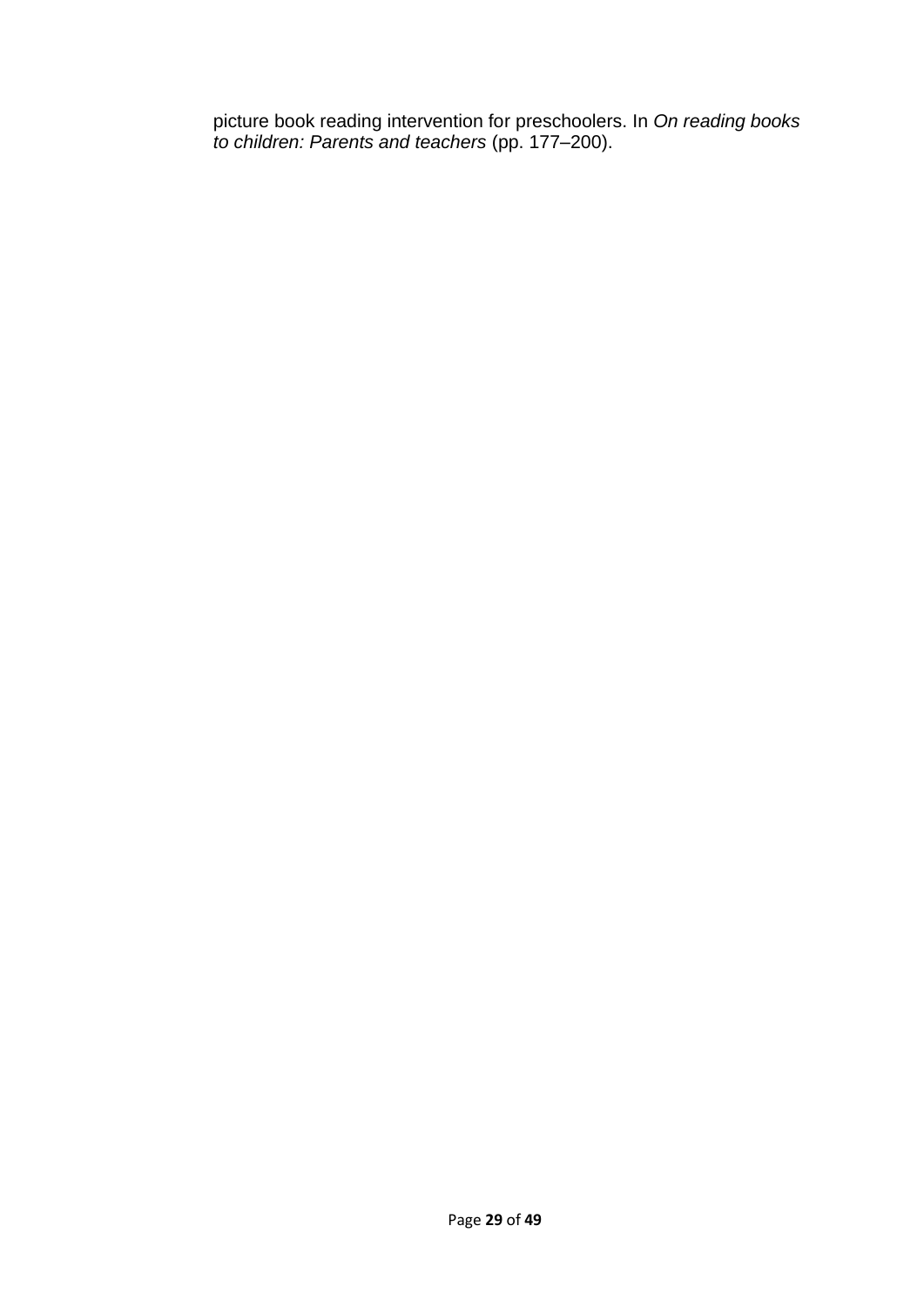picture book reading intervention for preschoolers. In *On reading books to children: Parents and teachers* (pp. 177–200).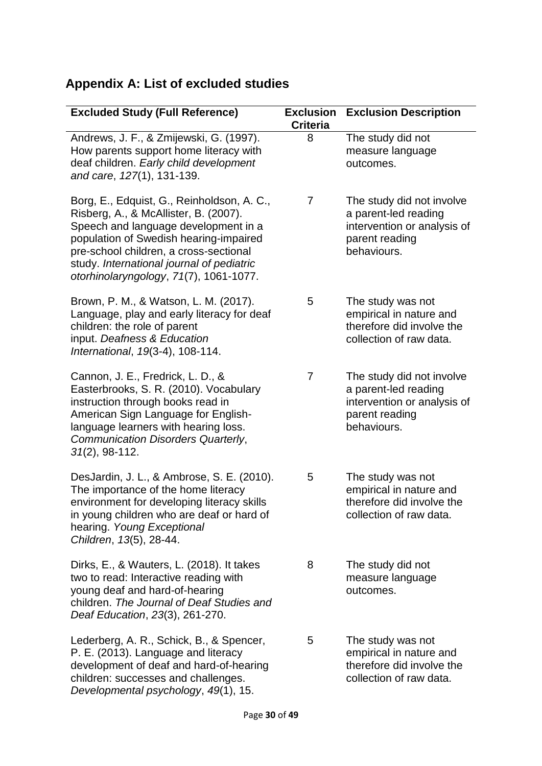## Appendix A: List of excluded studies

| Excluded Study (Full Reference) | Exclusion Criteria | Exclusion Description |
|---|---|---|
| Andrews, J. F., & Zmijewski, G. (1997). How parents support home literacy with deaf children. *Early child development and care*, *127*(1), 131-139. | 8 | The study did not measure language outcomes. |
| Borg, E., Edquist, G., Reinholdson, A. C., Risberg, A., & McAllister, B. (2007). Speech and language development in a population of Swedish hearing-impaired pre-school children, a cross-sectional study. *International journal of pediatric otorhinolaryngology*, *71*(7), 1061-1077. | 7 | The study did not involve a parent-led reading intervention or analysis of parent reading behaviours. |
| Brown, P. M., & Watson, L. M. (2017). Language, play and early literacy for deaf children: the role of parent input. *Deafness & Education International*, *19*(3-4), 108-114. | 5 | The study was not empirical in nature and therefore did involve the collection of raw data. |
| Cannon, J. E., Fredrick, L. D., & Easterbrooks, S. R. (2010). Vocabulary instruction through books read in American Sign Language for English-language learners with hearing loss. *Communication Disorders Quarterly*, *31*(2), 98-112. | 7 | The study did not involve a parent-led reading intervention or analysis of parent reading behaviours. |
| DesJardin, J. L., & Ambrose, S. E. (2010). The importance of the home literacy environment for developing literacy skills in young children who are deaf or hard of hearing. *Young Exceptional Children*, *13*(5), 28-44. | 5 | The study was not empirical in nature and therefore did involve the collection of raw data. |
| Dirks, E., & Wauters, L. (2018). It takes two to read: Interactive reading with young deaf and hard-of-hearing children. *The Journal of Deaf Studies and Deaf Education*, *23*(3), 261-270. | 8 | The study did not measure language outcomes. |
| Lederberg, A. R., Schick, B., & Spencer, P. E. (2013). Language and literacy development of deaf and hard-of-hearing children: successes and challenges. *Developmental psychology*, *49*(1), 15. | 5 | The study was not empirical in nature and therefore did involve the collection of raw data. |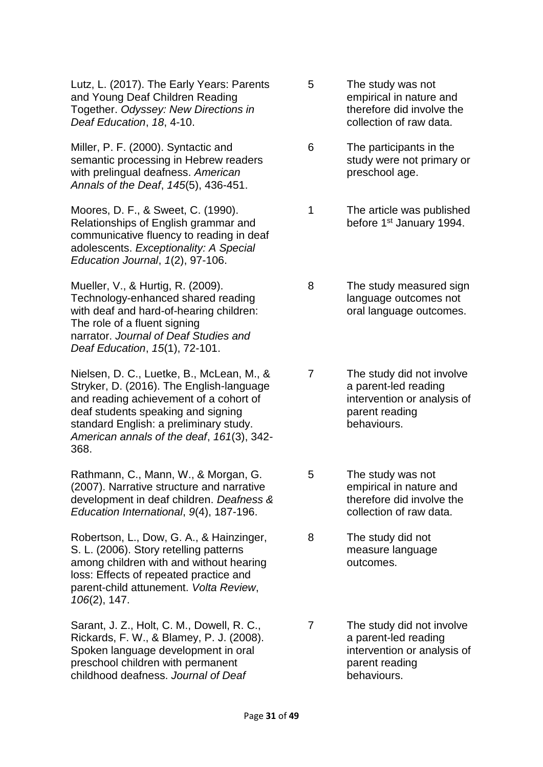| | | |
|---|---|---|
| Lutz, L. (2017). The Early Years: Parents and Young Deaf Children Reading Together. *Odyssey: New Directions in Deaf Education*, *18*, 4-10. | 5 | The study was not empirical in nature and therefore did involve the collection of raw data. |
| Miller, P. F. (2000). Syntactic and semantic processing in Hebrew readers with prelingual deafness. *American Annals of the Deaf*, *145*(5), 436-451. | 6 | The participants in the study were not primary or preschool age. |
| Moores, D. F., & Sweet, C. (1990). Relationships of English grammar and communicative fluency to reading in deaf adolescents. *Exceptionality: A Special Education Journal*, *1*(2), 97-106. | 1 | The article was published before 1st January 1994. |
| Mueller, V., & Hurtig, R. (2009). Technology-enhanced shared reading with deaf and hard-of-hearing children: The role of a fluent signing narrator. *Journal of Deaf Studies and Deaf Education*, *15*(1), 72-101. | 8 | The study measured sign language outcomes not oral language outcomes. |
| Nielsen, D. C., Luetke, B., McLean, M., & Stryker, D. (2016). The English-language and reading achievement of a cohort of deaf students speaking and signing standard English: a preliminary study. *American annals of the deaf*, *161*(3), 342-368. | 7 | The study did not involve a parent-led reading intervention or analysis of parent reading behaviours. |
| Rathmann, C., Mann, W., & Morgan, G. (2007). Narrative structure and narrative development in deaf children. *Deafness & Education International*, *9*(4), 187-196. | 5 | The study was not empirical in nature and therefore did involve the collection of raw data. |
| Robertson, L., Dow, G. A., & Hainzinger, S. L. (2006). Story retelling patterns among children with and without hearing loss: Effects of repeated practice and parent-child attunement. *Volta Review*, *106*(2), 147. | 8 | The study did not measure language outcomes. |
| Sarant, J. Z., Holt, C. M., Dowell, R. C., Rickards, F. W., & Blamey, P. J. (2008). Spoken language development in oral preschool children with permanent childhood deafness. *Journal of Deaf* | 7 | The study did not involve a parent-led reading intervention or analysis of parent reading behaviours. |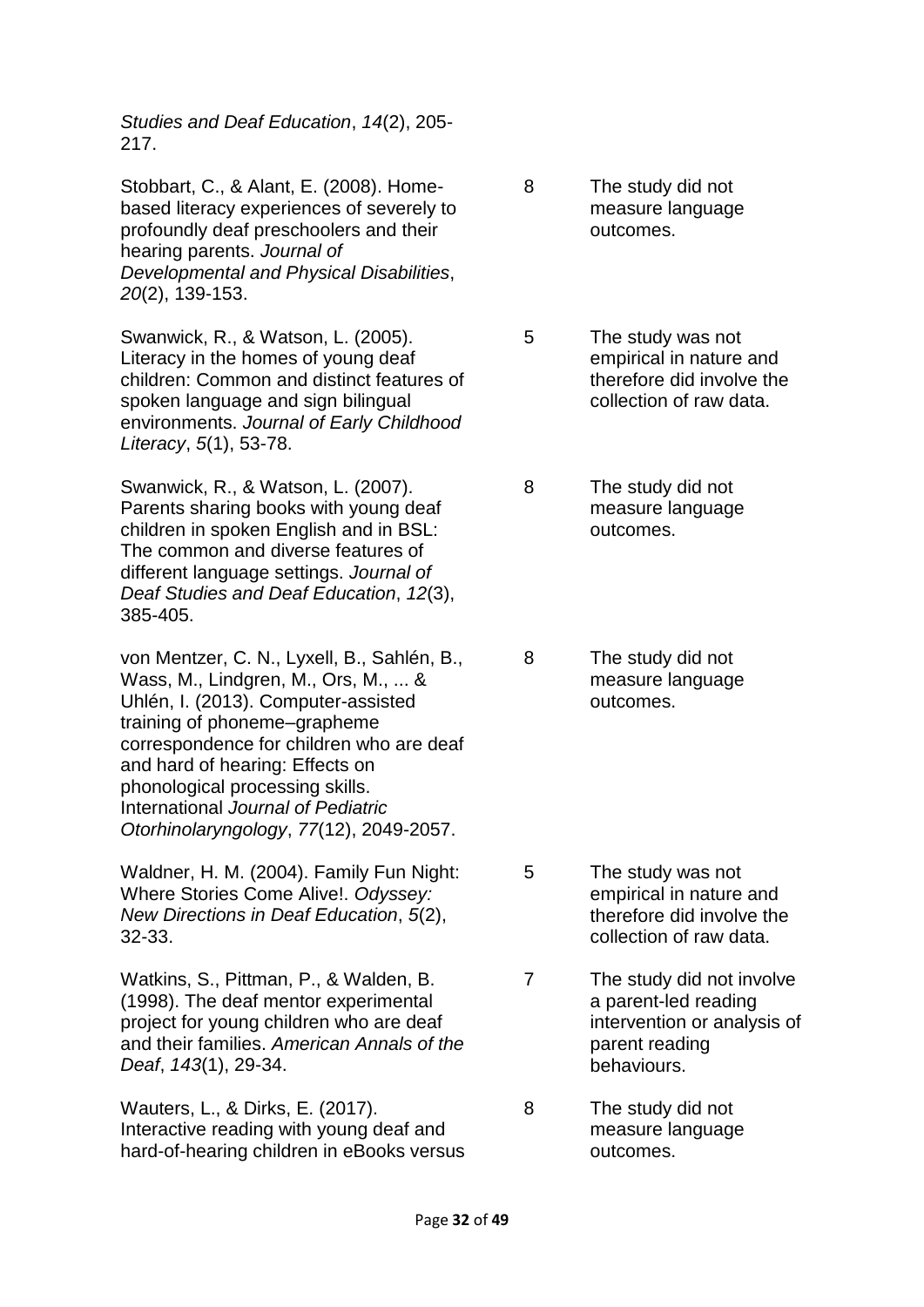| | | |
|---|---|---|
| *Studies and Deaf Education*, *14*(2), 205-217. | | |
| Stobbart, C., & Alant, E. (2008). Home-based literacy experiences of severely to profoundly deaf preschoolers and their hearing parents. *Journal of Developmental and Physical Disabilities*, *20*(2), 139-153. | 8 | The study did not measure language outcomes. |
| Swanwick, R., & Watson, L. (2005). Literacy in the homes of young deaf children: Common and distinct features of spoken language and sign bilingual environments. *Journal of Early Childhood Literacy*, *5*(1), 53-78. | 5 | The study was not empirical in nature and therefore did involve the collection of raw data. |
| Swanwick, R., & Watson, L. (2007). Parents sharing books with young deaf children in spoken English and in BSL: The common and diverse features of different language settings. *Journal of Deaf Studies and Deaf Education*, *12*(3), 385-405. | 8 | The study did not measure language outcomes. |
| von Mentzer, C. N., Lyxell, B., Sahlén, B., Wass, M., Lindgren, M., Ors, M., ... & Uhlén, I. (2013). Computer-assisted training of phoneme–grapheme correspondence for children who are deaf and hard of hearing: Effects on phonological processing skills. International *Journal of Pediatric Otorhinolaryngology*, *77*(12), 2049-2057. | 8 | The study did not measure language outcomes. |
| Waldner, H. M. (2004). Family Fun Night: Where Stories Come Alive!. *Odyssey: New Directions in Deaf Education*, *5*(2), 32-33. | 5 | The study was not empirical in nature and therefore did involve the collection of raw data. |
| Watkins, S., Pittman, P., & Walden, B. (1998). The deaf mentor experimental project for young children who are deaf and their families. *American Annals of the Deaf*, *143*(1), 29-34. | 7 | The study did not involve a parent-led reading intervention or analysis of parent reading behaviours. |
| Wauters, L., & Dirks, E. (2017). Interactive reading with young deaf and hard-of-hearing children in eBooks versus | 8 | The study did not measure language outcomes. |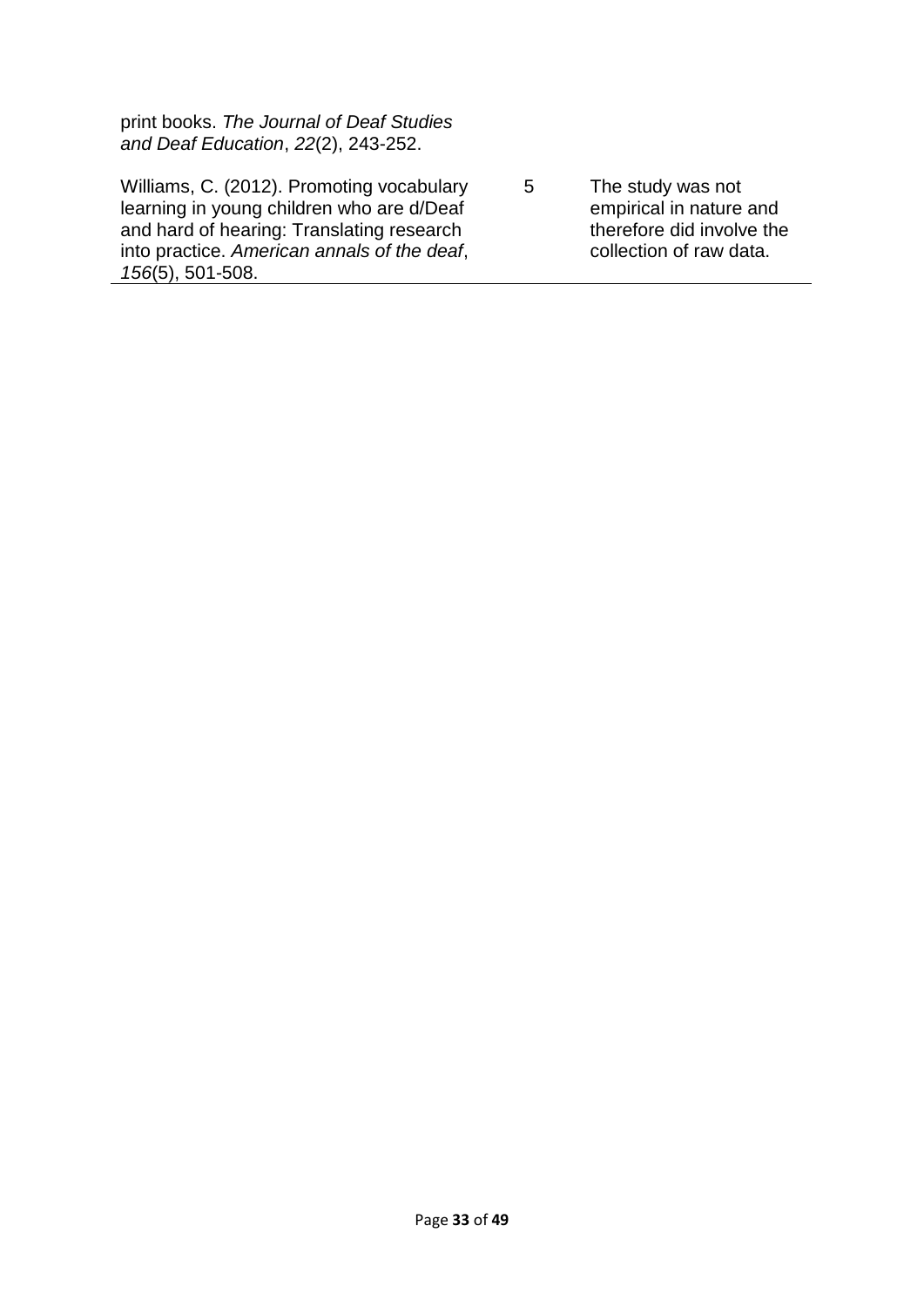| | | |
|---|---|---|
| print books. *The Journal of Deaf Studies and Deaf Education*, *22*(2), 243-252. | | |
| Williams, C. (2012). Promoting vocabulary learning in young children who are d/Deaf and hard of hearing: Translating research into practice. *American annals of the deaf*, *156*(5), 501-508. | 5 | The study was not empirical in nature and therefore did involve the collection of raw data. |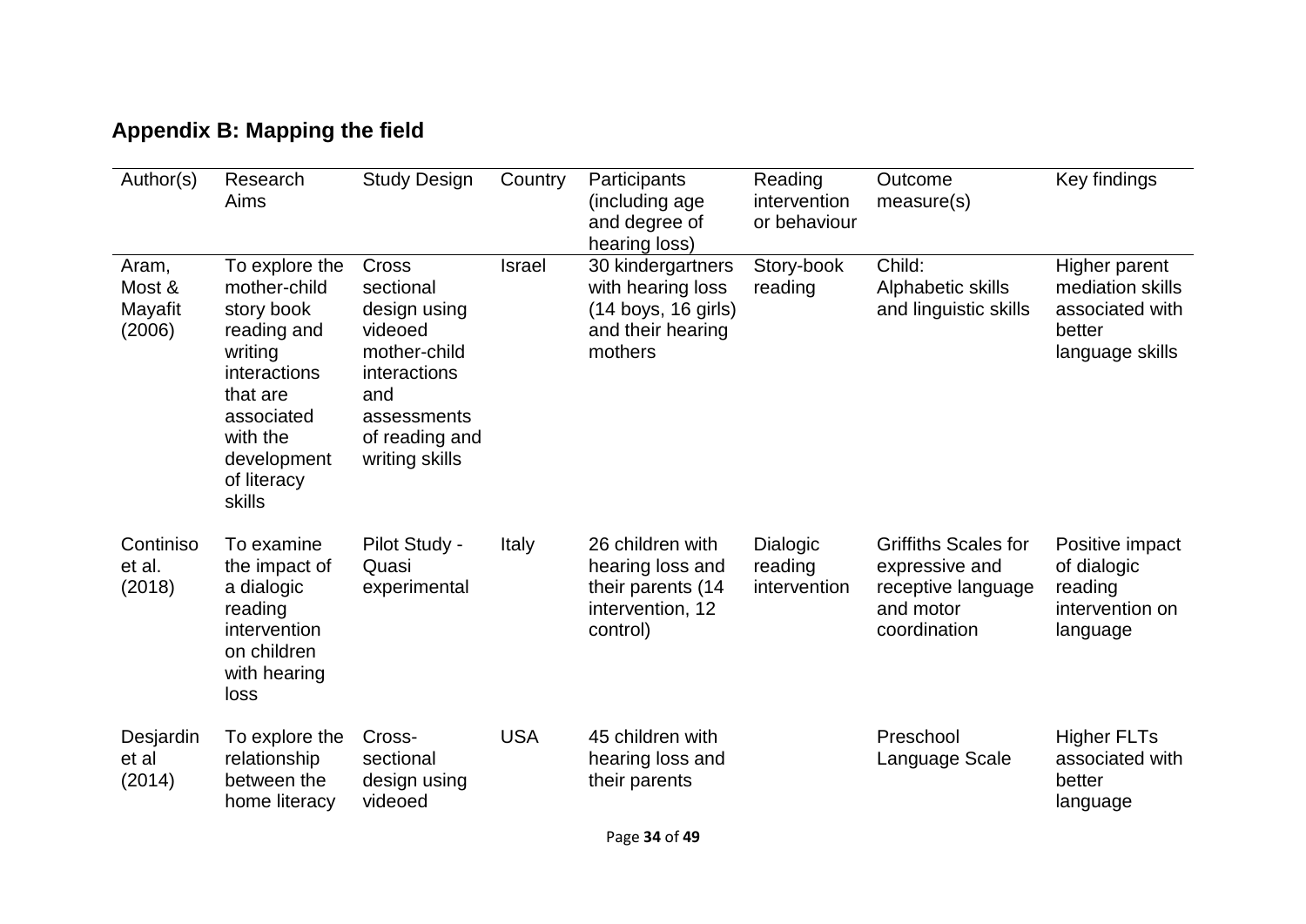## Appendix B: Mapping the field

| Author(s) | Research Aims | Study Design | Country | Participants (including age and degree of hearing loss) | Reading intervention or behaviour | Outcome measure(s) | Key findings |
|---|---|---|---|---|---|---|---|
| Aram, Most & Mayafit (2006) | To explore the mother-child story book reading and writing interactions that are associated with the development of literacy skills | Cross sectional design using videoed mother-child interactions and assessments of reading and writing skills | Israel | 30 kindergartners with hearing loss (14 boys, 16 girls) and their hearing mothers | Story-book reading | Child: Alphabetic skills and linguistic skills | Higher parent mediation skills associated with better language skills |
| Continiso et al. (2018) | To examine the impact of a dialogic reading intervention on children with hearing loss | Pilot Study - Quasi experimental | Italy | 26 children with hearing loss and their parents (14 intervention, 12 control) | Dialogic reading intervention | Griffiths Scales for expressive and receptive language and motor coordination | Positive impact of dialogic reading intervention on language |
| Desjardin et al (2014) | To explore the relationship between the home literacy | Cross-sectional design using videoed | USA | 45 children with hearing loss and their parents | | Preschool Language Scale | Higher FLTs associated with better language |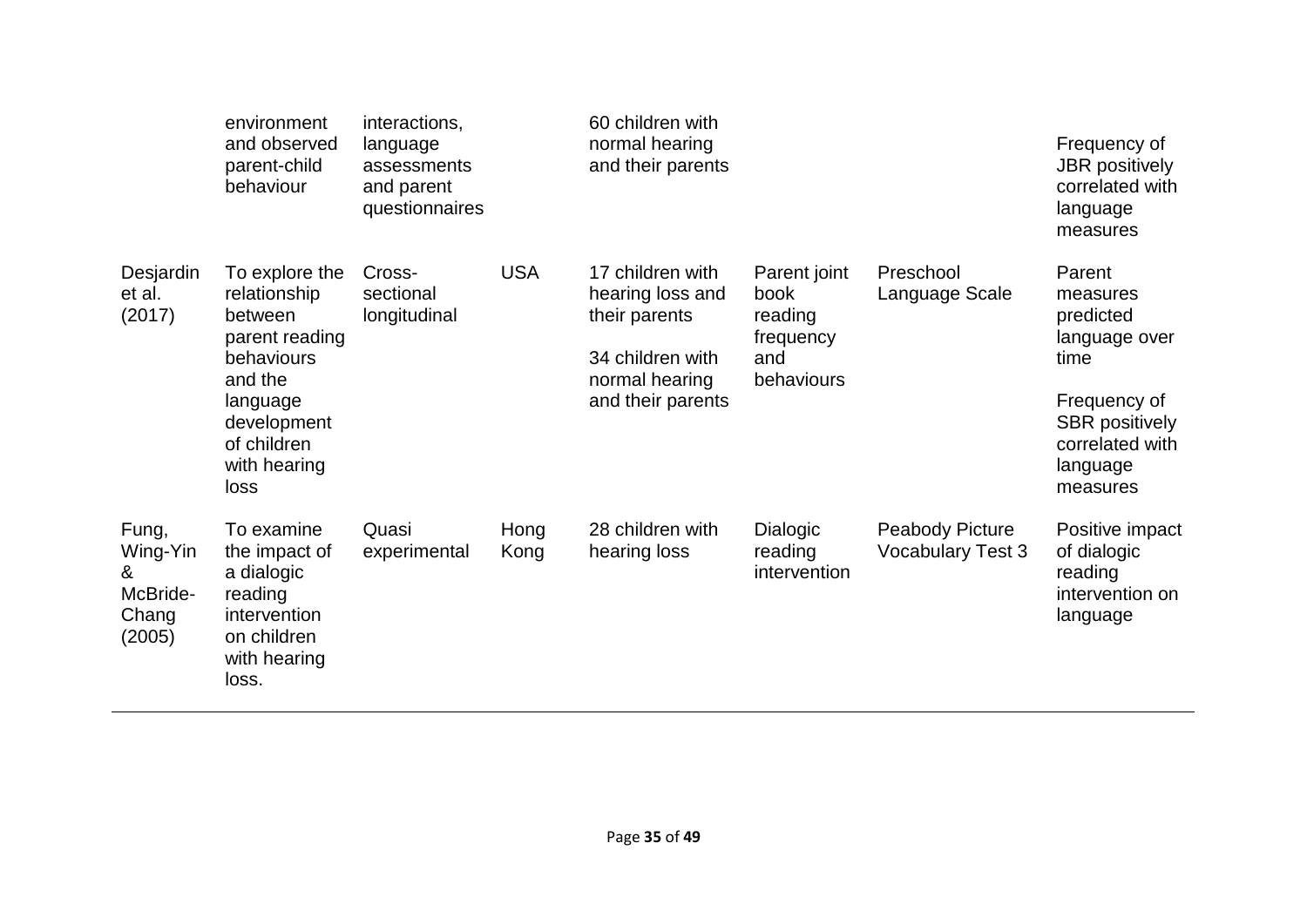| | | | | | | | |
|---|---|---|---|---|---|---|---|
| | environment and observed parent-child behaviour | interactions, language assessments and parent questionnaires | | 60 children with normal hearing and their parents | | | Frequency of JBR positively correlated with language measures |
| Desjardin et al. (2017) | To explore the relationship between parent reading behaviours and the language development of children with hearing loss | Cross-sectional longitudinal | USA | 17 children with hearing loss and their parents<br><br>34 children with normal hearing and their parents | Parent joint book reading frequency and behaviours | Preschool Language Scale | Parent measures predicted language over time<br><br>Frequency of SBR positively correlated with language measures |
| Fung, Wing-Yin & McBride-Chang (2005) | To examine the impact of a dialogic reading intervention on children with hearing loss. | Quasi experimental | Hong Kong | 28 children with hearing loss | Dialogic reading intervention | Peabody Picture Vocabulary Test 3 | Positive impact of dialogic reading intervention on language |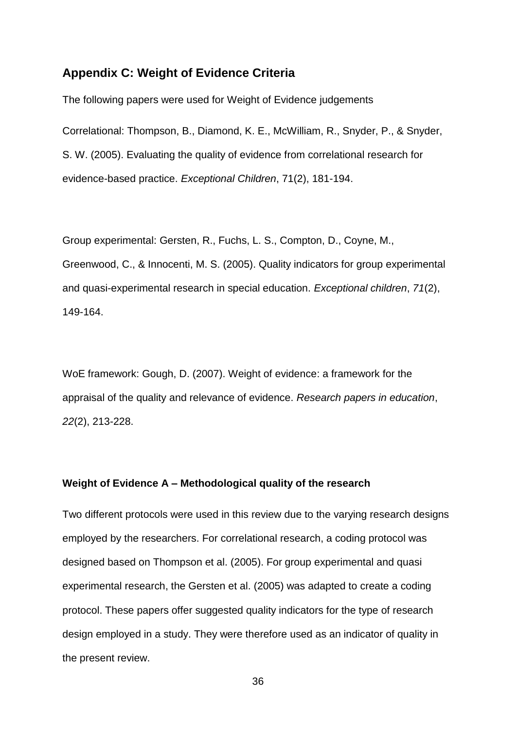## Appendix C: Weight of Evidence Criteria

The following papers were used for Weight of Evidence judgements

Correlational: Thompson, B., Diamond, K. E., McWilliam, R., Snyder, P., & Snyder, S. W. (2005). Evaluating the quality of evidence from correlational research for evidence-based practice. *Exceptional Children*, 71(2), 181-194.

Group experimental: Gersten, R., Fuchs, L. S., Compton, D., Coyne, M., Greenwood, C., & Innocenti, M. S. (2005). Quality indicators for group experimental and quasi-experimental research in special education. *Exceptional children*, *71*(2), 149-164.

WoE framework: Gough, D. (2007). Weight of evidence: a framework for the appraisal of the quality and relevance of evidence. *Research papers in education*, *22*(2), 213-228.

### Weight of Evidence A – Methodological quality of the research

Two different protocols were used in this review due to the varying research designs employed by the researchers. For correlational research, a coding protocol was designed based on Thompson et al. (2005). For group experimental and quasi experimental research, the Gersten et al. (2005) was adapted to create a coding protocol. These papers offer suggested quality indicators for the type of research design employed in a study. They were therefore used as an indicator of quality in the present review.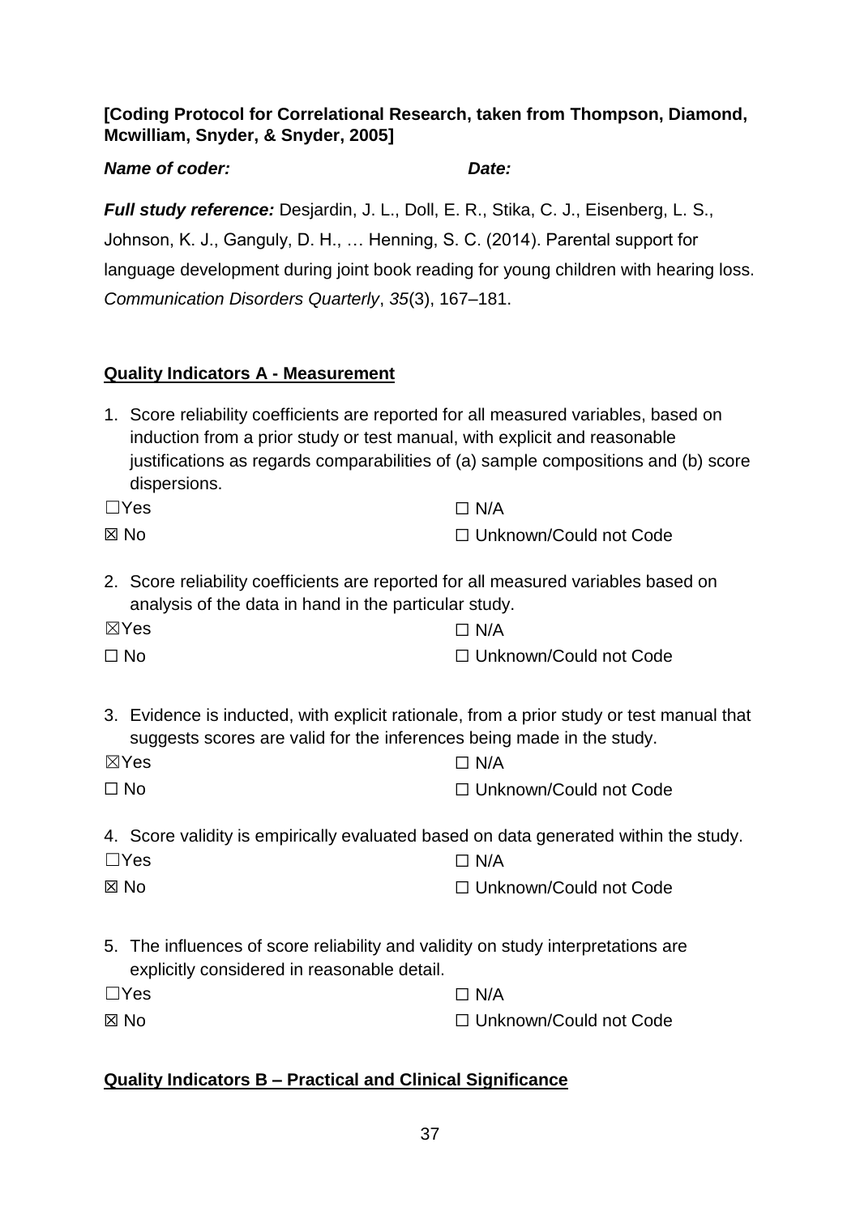**[Coding Protocol for Correlational Research, taken from Thompson, Diamond, Mcwilliam, Snyder, & Snyder, 2005]**

***Name of coder:*** ***Date:***

***Full study reference:*** Desjardin, J. L., Doll, E. R., Stika, C. J., Eisenberg, L. S., Johnson, K. J., Ganguly, D. H., … Henning, S. C. (2014). Parental support for language development during joint book reading for young children with hearing loss. *Communication Disorders Quarterly*, *35*(3), 167–181.

## Quality Indicators A - Measurement

1. Score reliability coefficients are reported for all measured variables, based on induction from a prior study or test manual, with explicit and reasonable justifications as regards comparabilities of (a) sample compositions and (b) score dispersions.

☐Yes ☐ N/A

☒ No ☐ Unknown/Could not Code

2. Score reliability coefficients are reported for all measured variables based on analysis of the data in hand in the particular study.

☒Yes ☐ N/A

☐ No ☐ Unknown/Could not Code

3. Evidence is inducted, with explicit rationale, from a prior study or test manual that suggests scores are valid for the inferences being made in the study.

☒Yes ☐ N/A

☐ No ☐ Unknown/Could not Code

4. Score validity is empirically evaluated based on data generated within the study.

☐Yes ☐ N/A

☒ No ☐ Unknown/Could not Code

5. The influences of score reliability and validity on study interpretations are explicitly considered in reasonable detail.

☐Yes ☐ N/A

☒ No ☐ Unknown/Could not Code

## Quality Indicators B – Practical and Clinical Significance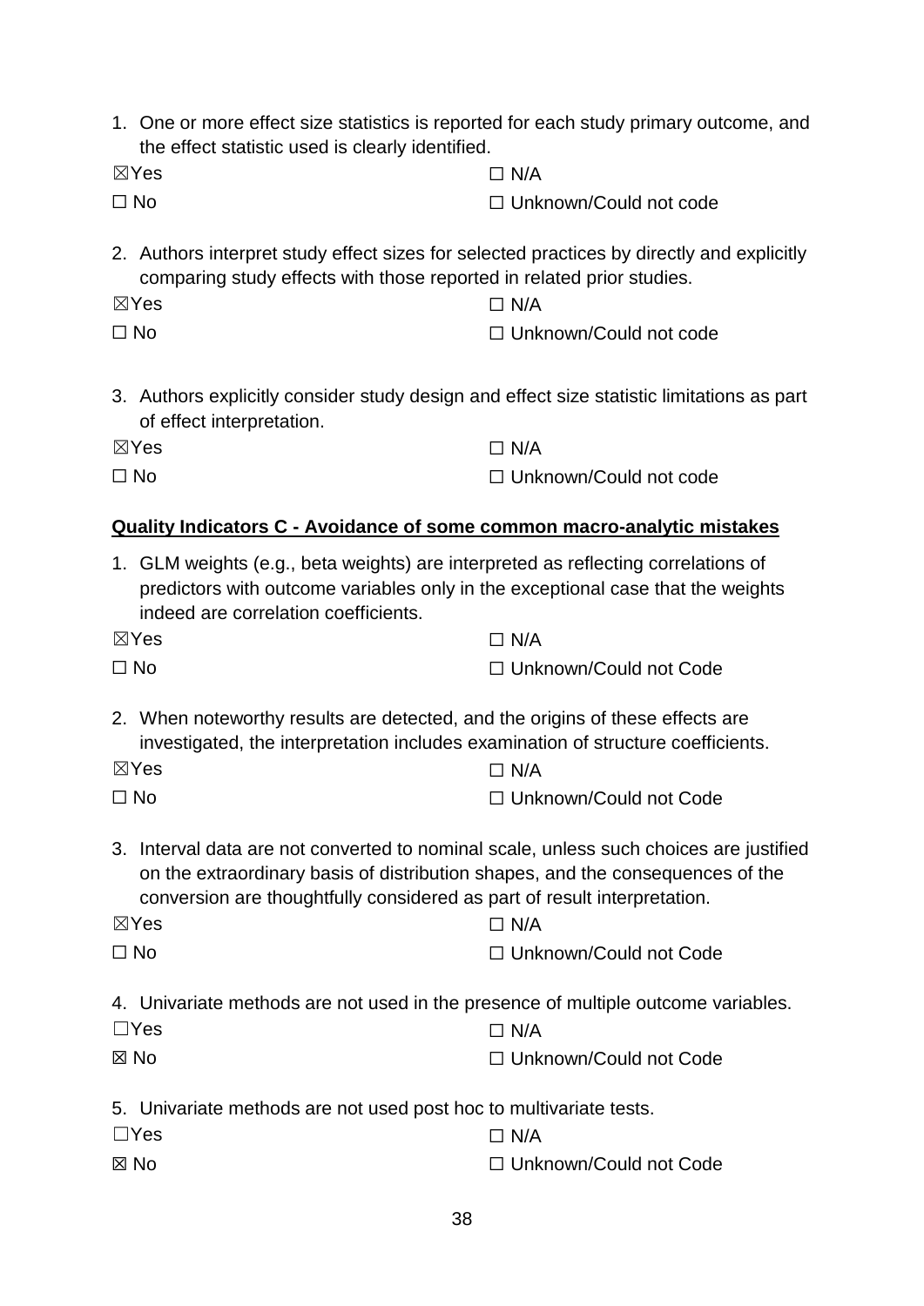1. One or more effect size statistics is reported for each study primary outcome, and the effect statistic used is clearly identified.

☒Yes ☐ N/A

☐ No ☐ Unknown/Could not code

2. Authors interpret study effect sizes for selected practices by directly and explicitly comparing study effects with those reported in related prior studies.

☒Yes ☐ N/A

☐ No ☐ Unknown/Could not code

3. Authors explicitly consider study design and effect size statistic limitations as part of effect interpretation.

☒Yes ☐ N/A

☐ No ☐ Unknown/Could not code

**Quality Indicators C - Avoidance of some common macro-analytic mistakes**

1. GLM weights (e.g., beta weights) are interpreted as reflecting correlations of predictors with outcome variables only in the exceptional case that the weights indeed are correlation coefficients.

☒Yes ☐ N/A

☐ No ☐ Unknown/Could not Code

2. When noteworthy results are detected, and the origins of these effects are investigated, the interpretation includes examination of structure coefficients.

☒Yes ☐ N/A

☐ No ☐ Unknown/Could not Code

3. Interval data are not converted to nominal scale, unless such choices are justified on the extraordinary basis of distribution shapes, and the consequences of the conversion are thoughtfully considered as part of result interpretation.

☒Yes ☐ N/A

☐ No ☐ Unknown/Could not Code

4. Univariate methods are not used in the presence of multiple outcome variables.

☐Yes ☐ N/A

☒ No ☐ Unknown/Could not Code

5. Univariate methods are not used post hoc to multivariate tests.

☐Yes ☐ N/A

☒ No ☐ Unknown/Could not Code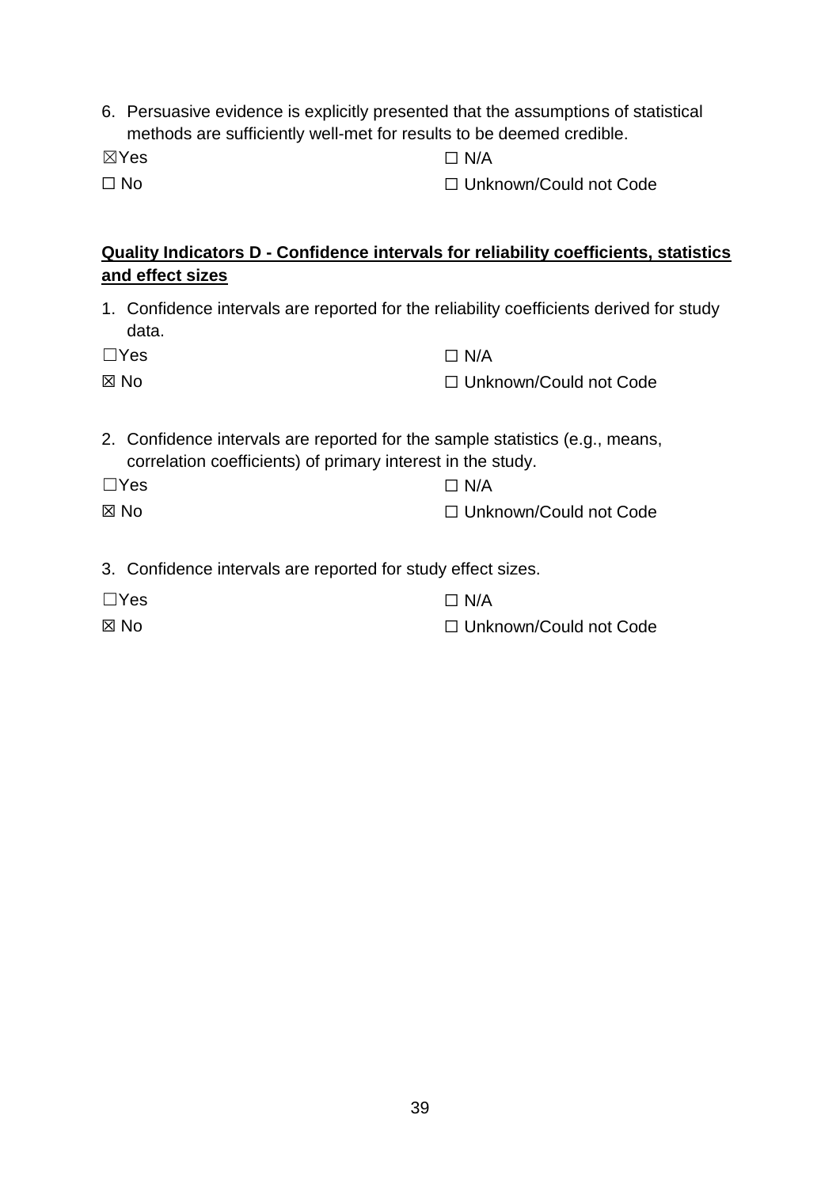6. Persuasive evidence is explicitly presented that the assumptions of statistical methods are sufficiently well-met for results to be deemed credible.

☒Yes ☐ N/A

☐ No ☐ Unknown/Could not Code

**<u>Quality Indicators D - Confidence intervals for reliability coefficients, statistics and effect sizes</u>**

1. Confidence intervals are reported for the reliability coefficients derived for study data.

☐Yes ☐ N/A

☒ No ☐ Unknown/Could not Code

2. Confidence intervals are reported for the sample statistics (e.g., means, correlation coefficients) of primary interest in the study.

☐Yes ☐ N/A

☒ No ☐ Unknown/Could not Code

3. Confidence intervals are reported for study effect sizes.

☐Yes ☐ N/A

☒ No ☐ Unknown/Could not Code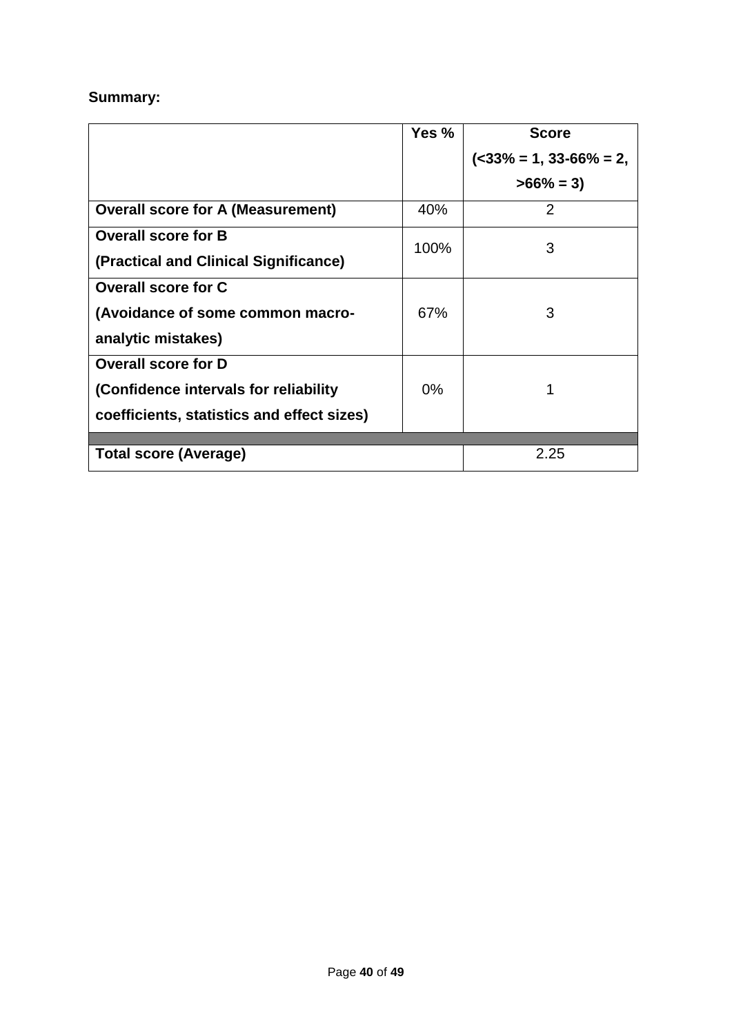**Summary:**

| | Yes % | Score (<33% = 1, 33-66% = 2, >66% = 3) |
|---|---|---|
| **Overall score for A (Measurement)** | 40% | 2 |
| **Overall score for B (Practical and Clinical Significance)** | 100% | 3 |
| **Overall score for C (Avoidance of some common macro-analytic mistakes)** | 67% | 3 |
| **Overall score for D (Confidence intervals for reliability coefficients, statistics and effect sizes)** | 0% | 1 |
| | | |
| **Total score (Average)** | | 2.25 |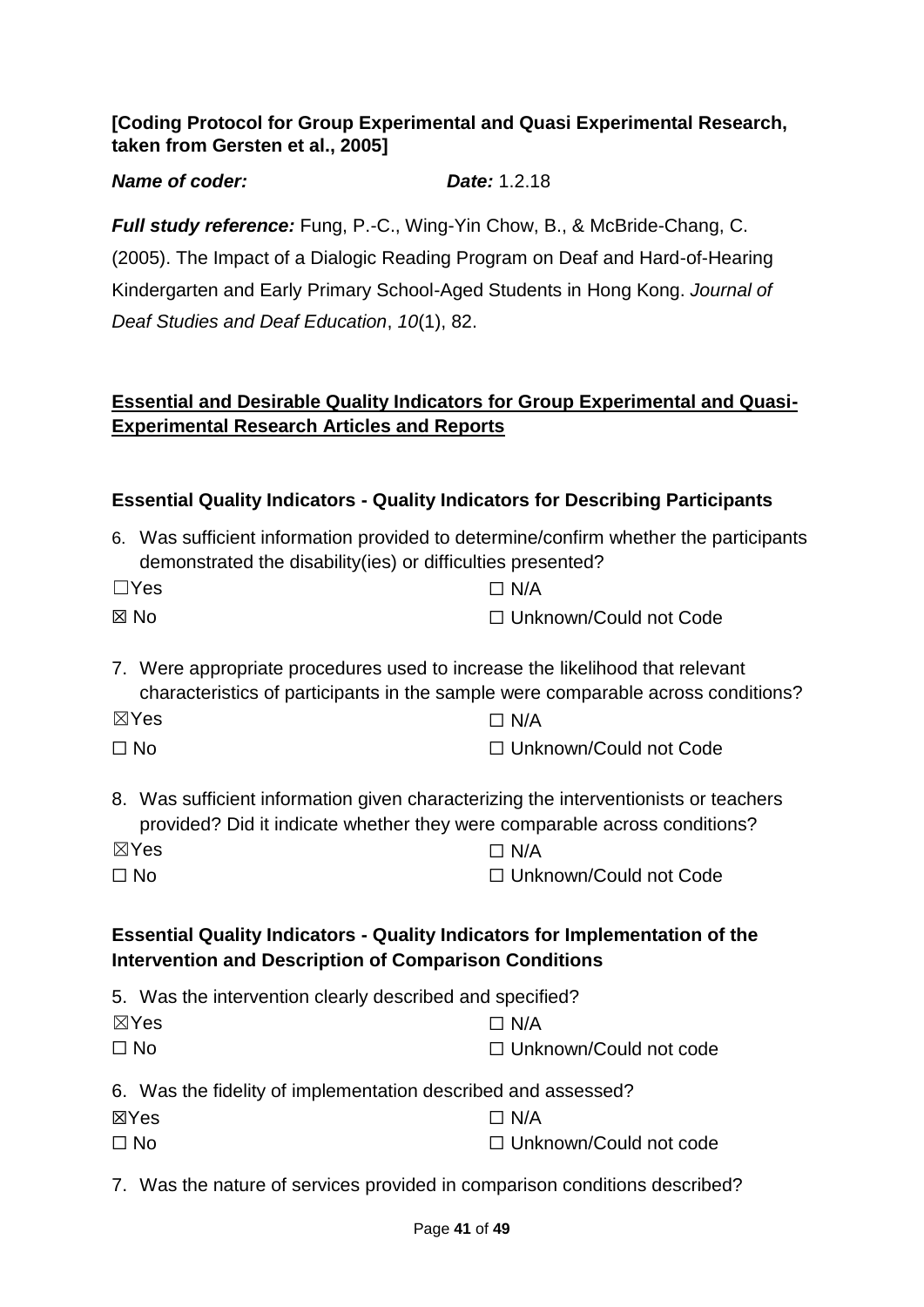**[Coding Protocol for Group Experimental and Quasi Experimental Research, taken from Gersten et al., 2005]**

***Name of coder:*** ***Date:*** 1.2.18

***Full study reference:*** Fung, P.-C., Wing-Yin Chow, B., & McBride-Chang, C. (2005). The Impact of a Dialogic Reading Program on Deaf and Hard-of-Hearing Kindergarten and Early Primary School-Aged Students in Hong Kong. *Journal of Deaf Studies and Deaf Education*, *10*(1), 82.

## <u>Essential and Desirable Quality Indicators for Group Experimental and Quasi-Experimental Research Articles and Reports</u>

### Essential Quality Indicators - Quality Indicators for Describing Participants

6. Was sufficient information provided to determine/confirm whether the participants demonstrated the disability(ies) or difficulties presented?

☐Yes ☐ N/A

☒ No ☐ Unknown/Could not Code

7. Were appropriate procedures used to increase the likelihood that relevant characteristics of participants in the sample were comparable across conditions?

☒Yes ☐ N/A

☐ No ☐ Unknown/Could not Code

8. Was sufficient information given characterizing the interventionists or teachers provided? Did it indicate whether they were comparable across conditions?

☒Yes ☐ N/A

☐ No ☐ Unknown/Could not Code

### Essential Quality Indicators - Quality Indicators for Implementation of the Intervention and Description of Comparison Conditions

5. Was the intervention clearly described and specified?

☒Yes ☐ N/A

☐ No ☐ Unknown/Could not code

6. Was the fidelity of implementation described and assessed?

☒Yes ☐ N/A

☐ No ☐ Unknown/Could not code

7. Was the nature of services provided in comparison conditions described?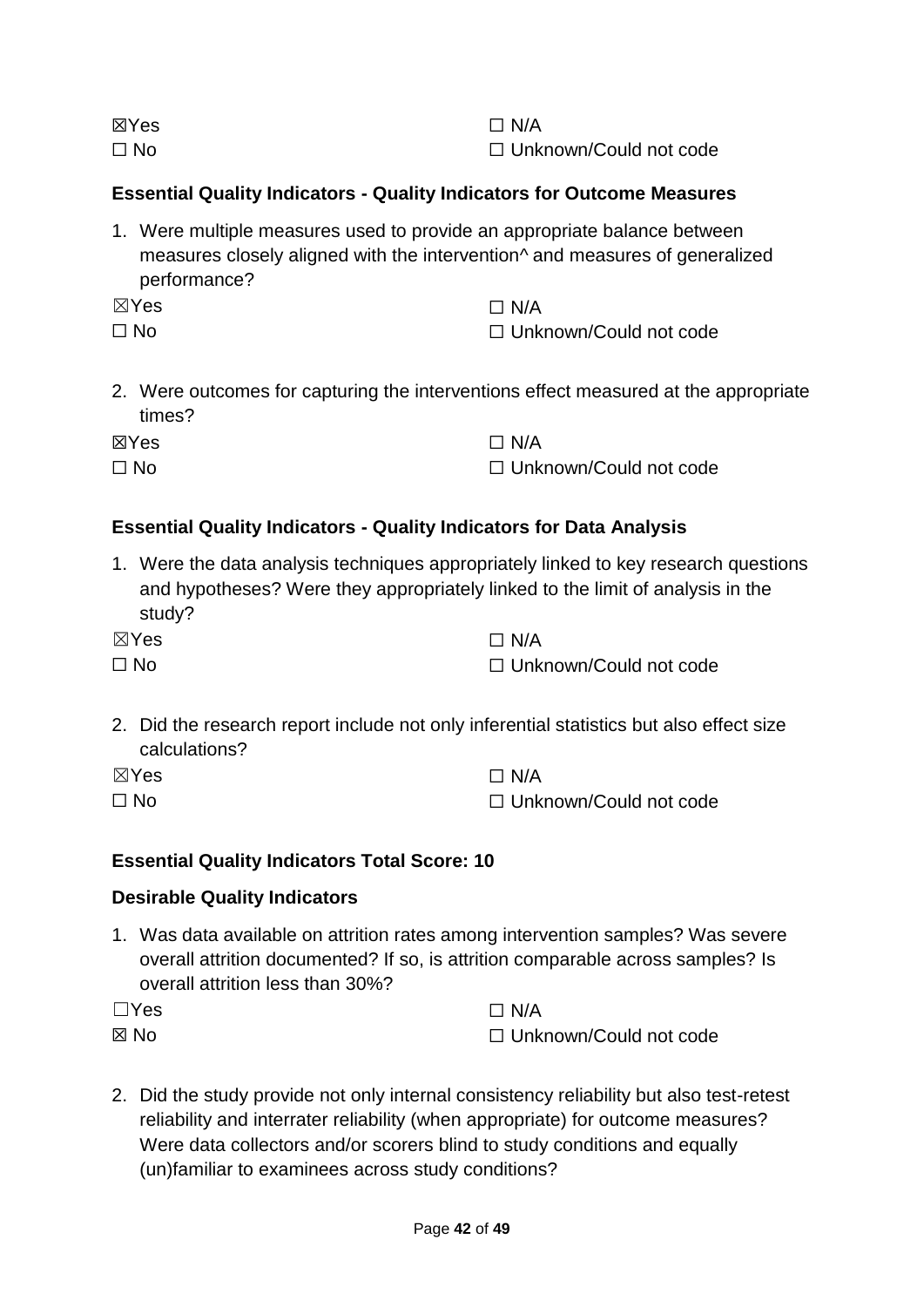☒Yes ☐ N/A
☐ No ☐ Unknown/Could not code

**Essential Quality Indicators - Quality Indicators for Outcome Measures**

1. Were multiple measures used to provide an appropriate balance between measures closely aligned with the intervention^ and measures of generalized performance?

☒Yes ☐ N/A
☐ No ☐ Unknown/Could not code

2. Were outcomes for capturing the interventions effect measured at the appropriate times?

☒Yes ☐ N/A
☐ No ☐ Unknown/Could not code

**Essential Quality Indicators - Quality Indicators for Data Analysis**

1. Were the data analysis techniques appropriately linked to key research questions and hypotheses? Were they appropriately linked to the limit of analysis in the study?

☒Yes ☐ N/A
☐ No ☐ Unknown/Could not code

2. Did the research report include not only inferential statistics but also effect size calculations?

☒Yes ☐ N/A
☐ No ☐ Unknown/Could not code

**Essential Quality Indicators Total Score: 10**

**Desirable Quality Indicators**

1. Was data available on attrition rates among intervention samples? Was severe overall attrition documented? If so, is attrition comparable across samples? Is overall attrition less than 30%?

☐Yes ☐ N/A
☒ No ☐ Unknown/Could not code

2. Did the study provide not only internal consistency reliability but also test-retest reliability and interrater reliability (when appropriate) for outcome measures? Were data collectors and/or scorers blind to study conditions and equally (un)familiar to examinees across study conditions?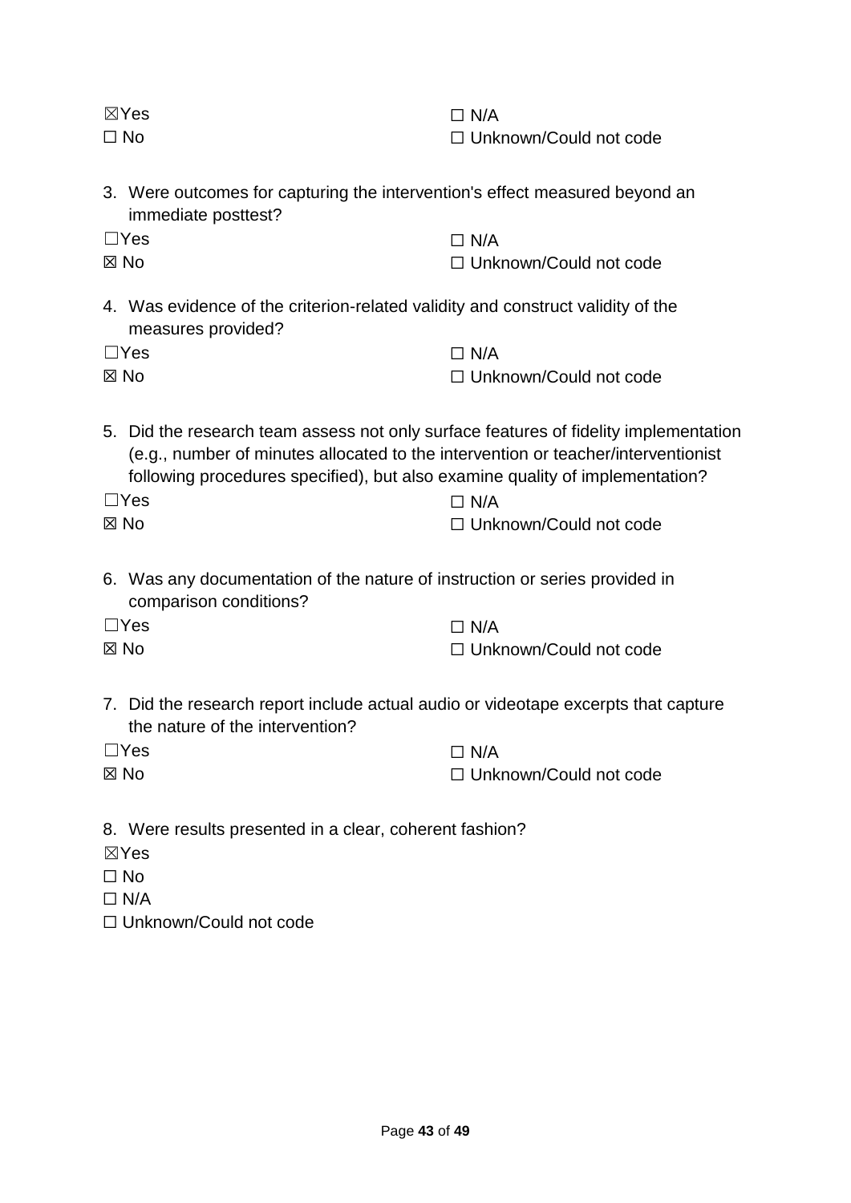☒Yes ☐ N/A
☐ No ☐ Unknown/Could not code

3. Were outcomes for capturing the intervention's effect measured beyond an immediate posttest?

☐Yes ☐ N/A
☒ No ☐ Unknown/Could not code

4. Was evidence of the criterion-related validity and construct validity of the measures provided?

☐Yes ☐ N/A
☒ No ☐ Unknown/Could not code

5. Did the research team assess not only surface features of fidelity implementation (e.g., number of minutes allocated to the intervention or teacher/interventionist following procedures specified), but also examine quality of implementation?

☐Yes ☐ N/A
☒ No ☐ Unknown/Could not code

6. Was any documentation of the nature of instruction or series provided in comparison conditions?

☐Yes ☐ N/A
☒ No ☐ Unknown/Could not code

7. Did the research report include actual audio or videotape excerpts that capture the nature of the intervention?

☐Yes ☐ N/A
☒ No ☐ Unknown/Could not code

8. Were results presented in a clear, coherent fashion?

☒Yes
☐ No
☐ N/A
☐ Unknown/Could not code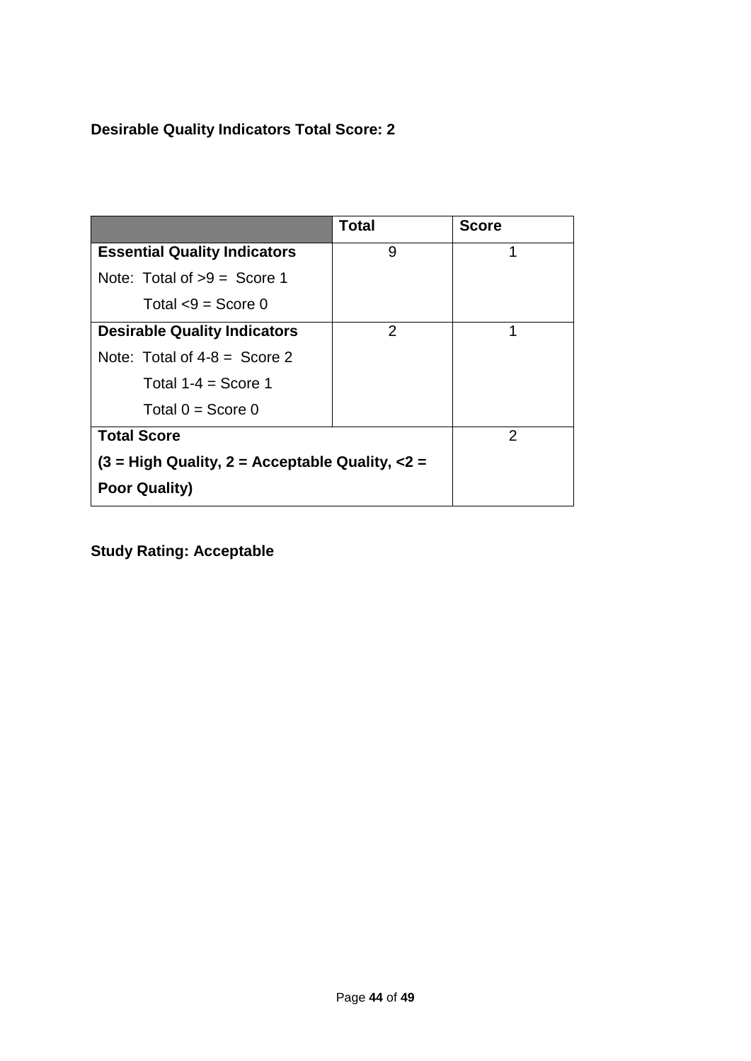**Desirable Quality Indicators Total Score: 2**

| | Total | Score |
|---|---|---|
| **Essential Quality Indicators**<br>Note: Total of >9 = Score 1<br>Total <9 = Score 0 | 9 | 1 |
| **Desirable Quality Indicators**<br>Note: Total of 4-8 = Score 2<br>Total 1-4 = Score 1<br>Total 0 = Score 0 | 2 | 1 |
| **Total Score**<br>**(3 = High Quality, 2 = Acceptable Quality, <2 = Poor Quality)** | | 2 |

**Study Rating: Acceptable**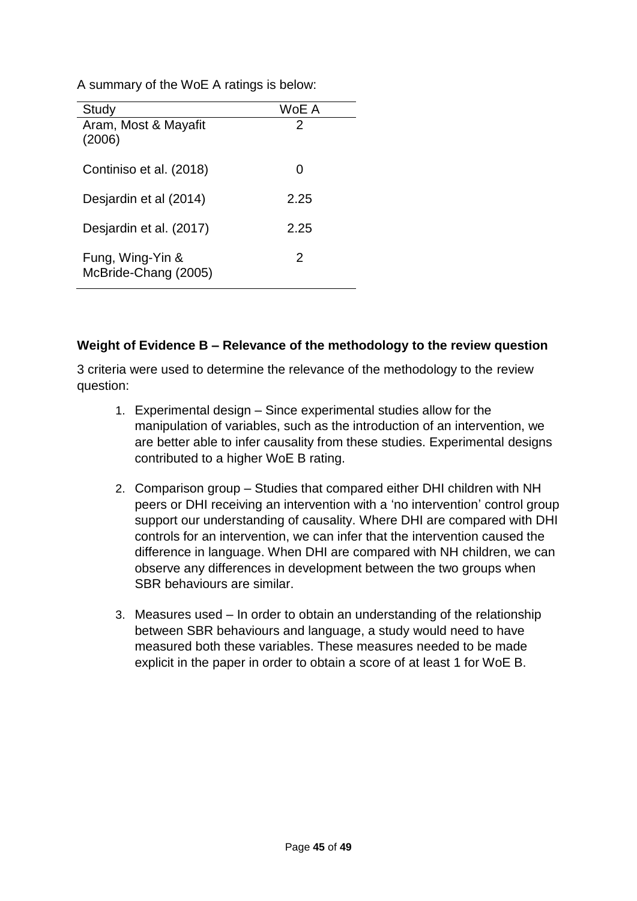A summary of the WoE A ratings is below:

| Study | WoE A |
|---|---|
| Aram, Most & Mayafit (2006) | 2 |
| Continiso et al. (2018) | 0 |
| Desjardin et al (2014) | 2.25 |
| Desjardin et al. (2017) | 2.25 |
| Fung, Wing-Yin & McBride-Chang (2005) | 2 |

**Weight of Evidence B – Relevance of the methodology to the review question**

3 criteria were used to determine the relevance of the methodology to the review question:

1. Experimental design – Since experimental studies allow for the manipulation of variables, such as the introduction of an intervention, we are better able to infer causality from these studies. Experimental designs contributed to a higher WoE B rating.
2. Comparison group – Studies that compared either DHI children with NH peers or DHI receiving an intervention with a 'no intervention' control group support our understanding of causality. Where DHI are compared with DHI controls for an intervention, we can infer that the intervention caused the difference in language. When DHI are compared with NH children, we can observe any differences in development between the two groups when SBR behaviours are similar.
3. Measures used – In order to obtain an understanding of the relationship between SBR behaviours and language, a study would need to have measured both these variables. These measures needed to be made explicit in the paper in order to obtain a score of at least 1 for WoE B.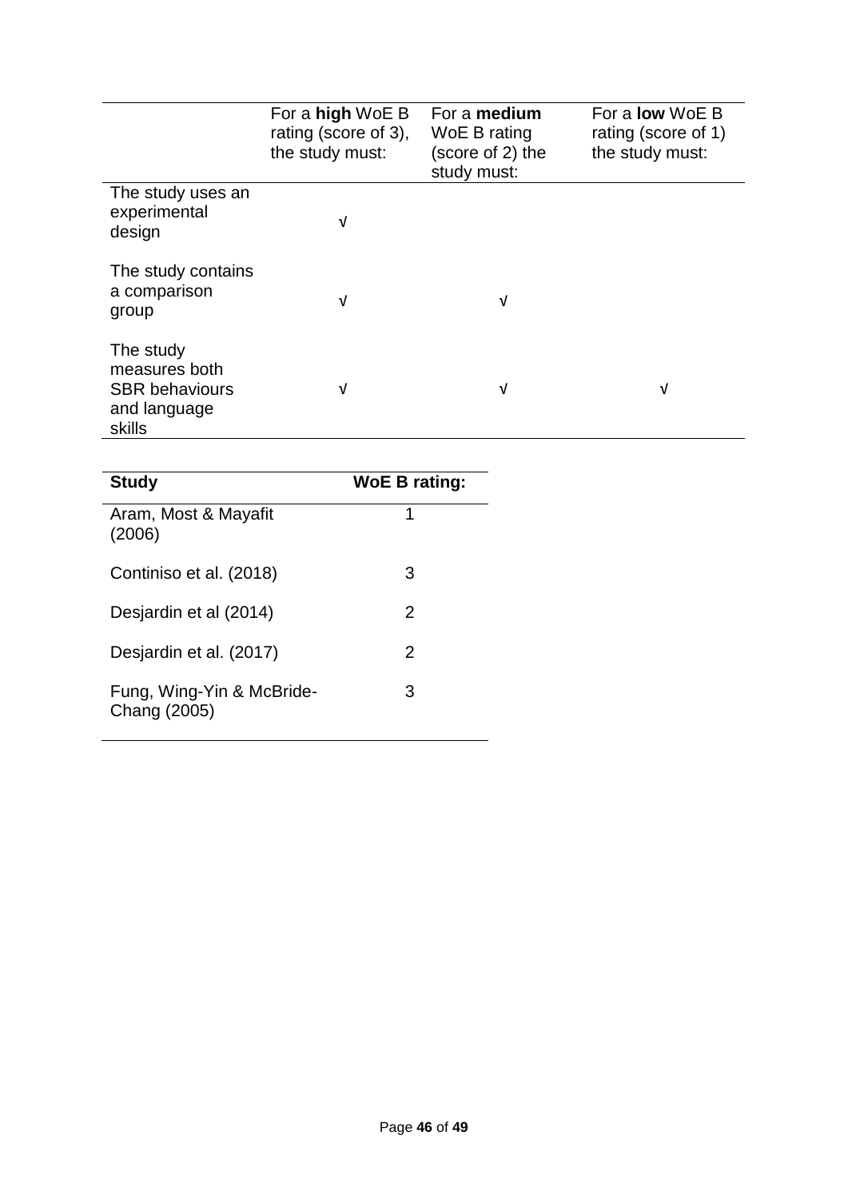| | For a **high** WoE B rating (score of 3), the study must: | For a **medium** WoE B rating (score of 2) the study must: | For a **low** WoE B rating (score of 1) the study must: |
|---|---|---|---|
| The study uses an experimental design | √ | | |
| The study contains a comparison group | √ | √ | |
| The study measures both SBR behaviours and language skills | √ | √ | √ |

| **Study** | **WoE B rating:** |
|---|---|
| Aram, Most & Mayafit (2006) | 1 |
| Continiso et al. (2018) | 3 |
| Desjardin et al (2014) | 2 |
| Desjardin et al. (2017) | 2 |
| Fung, Wing-Yin & McBride-Chang (2005) | 3 |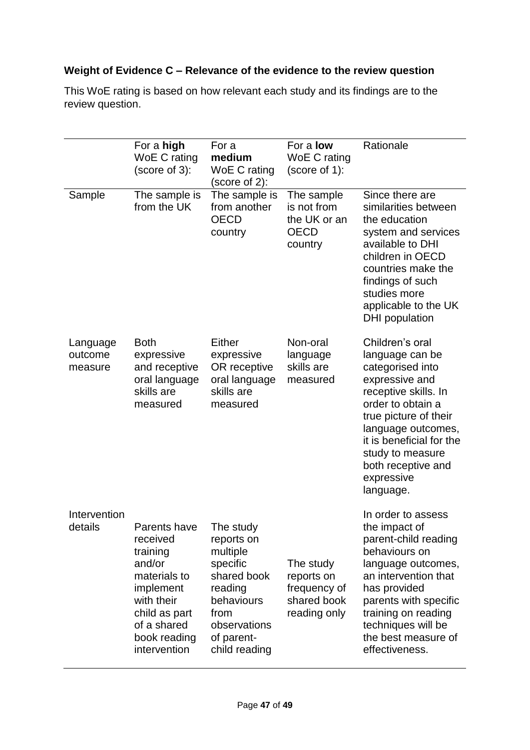**Weight of Evidence C – Relevance of the evidence to the review question**

This WoE rating is based on how relevant each study and its findings are to the review question.

| | For a **high** WoE C rating (score of 3): | For a **medium** WoE C rating (score of 2): | For a **low** WoE C rating (score of 1): | Rationale |
|---|---|---|---|---|
| Sample | The sample is from the UK | The sample is from another OECD country | The sample is not from the UK or an OECD country | Since there are similarities between the education system and services available to DHI children in OECD countries make the findings of such studies more applicable to the UK DHI population |
| Language outcome measure | Both expressive and receptive oral language skills are measured | Either expressive OR receptive oral language skills are measured | Non-oral language skills are measured | Children's oral language can be categorised into expressive and receptive skills. In order to obtain a true picture of their language outcomes, it is beneficial for the study to measure both receptive and expressive language. |
| Intervention details | Parents have received training and/or materials to implement with their child as part of a shared book reading intervention | The study reports on multiple specific shared book reading behaviours from observations of parent-child reading | The study reports on frequency of shared book reading only | In order to assess the impact of parent-child reading behaviours on language outcomes, an intervention that has provided parents with specific training on reading techniques will be the best measure of effectiveness. |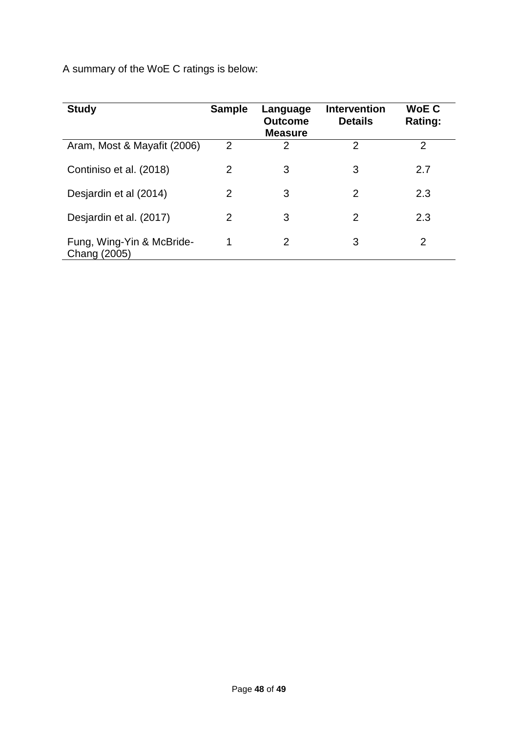A summary of the WoE C ratings is below:

| Study | Sample | Language Outcome Measure | Intervention Details | WoE C Rating: |
|---|---|---|---|---|
| Aram, Most & Mayafit (2006) | 2 | 2 | 2 | 2 |
| Continiso et al. (2018) | 2 | 3 | 3 | 2.7 |
| Desjardin et al (2014) | 2 | 3 | 2 | 2.3 |
| Desjardin et al. (2017) | 2 | 3 | 2 | 2.3 |
| Fung, Wing-Yin & McBride-Chang (2005) | 1 | 2 | 3 | 2 |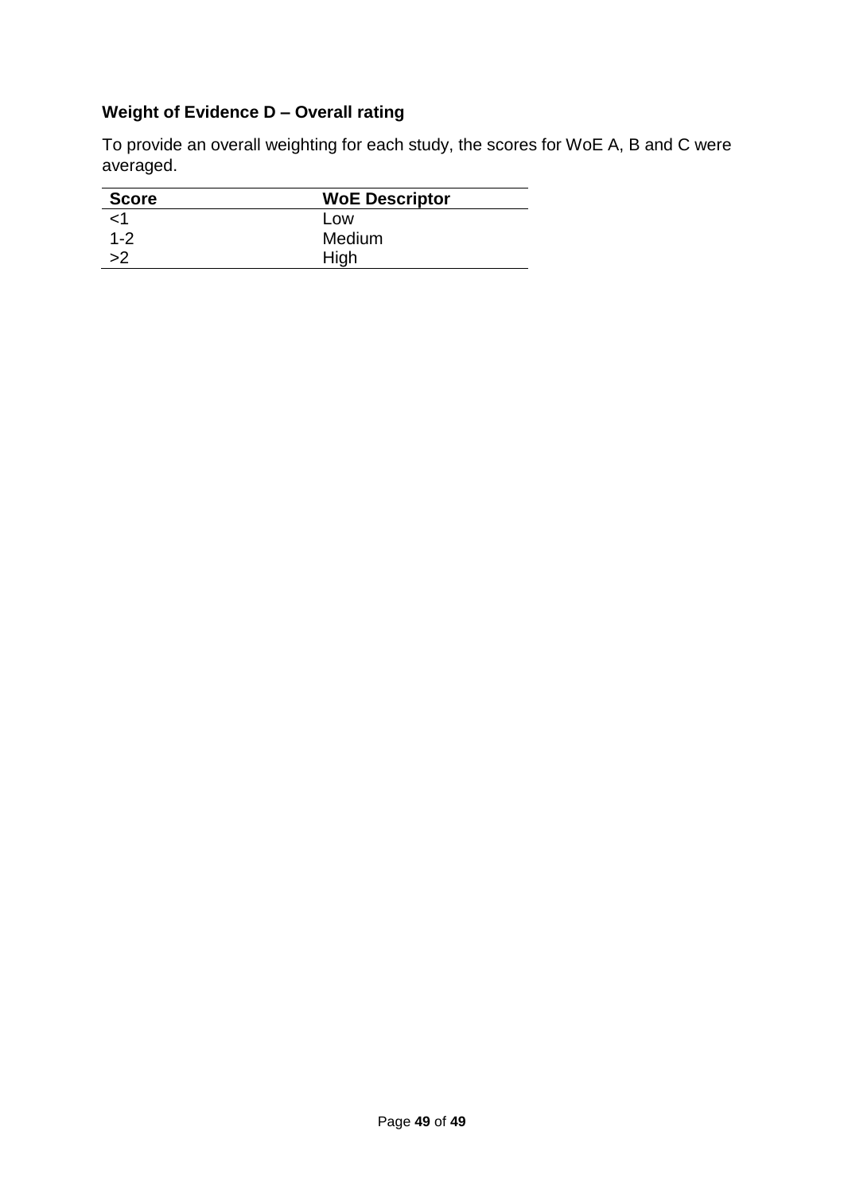### Weight of Evidence D – Overall rating

To provide an overall weighting for each study, the scores for WoE A, B and C were averaged.

| Score | WoE Descriptor |
|---|---|
| <1 | Low |
| 1-2 | Medium |
| >2 | High |